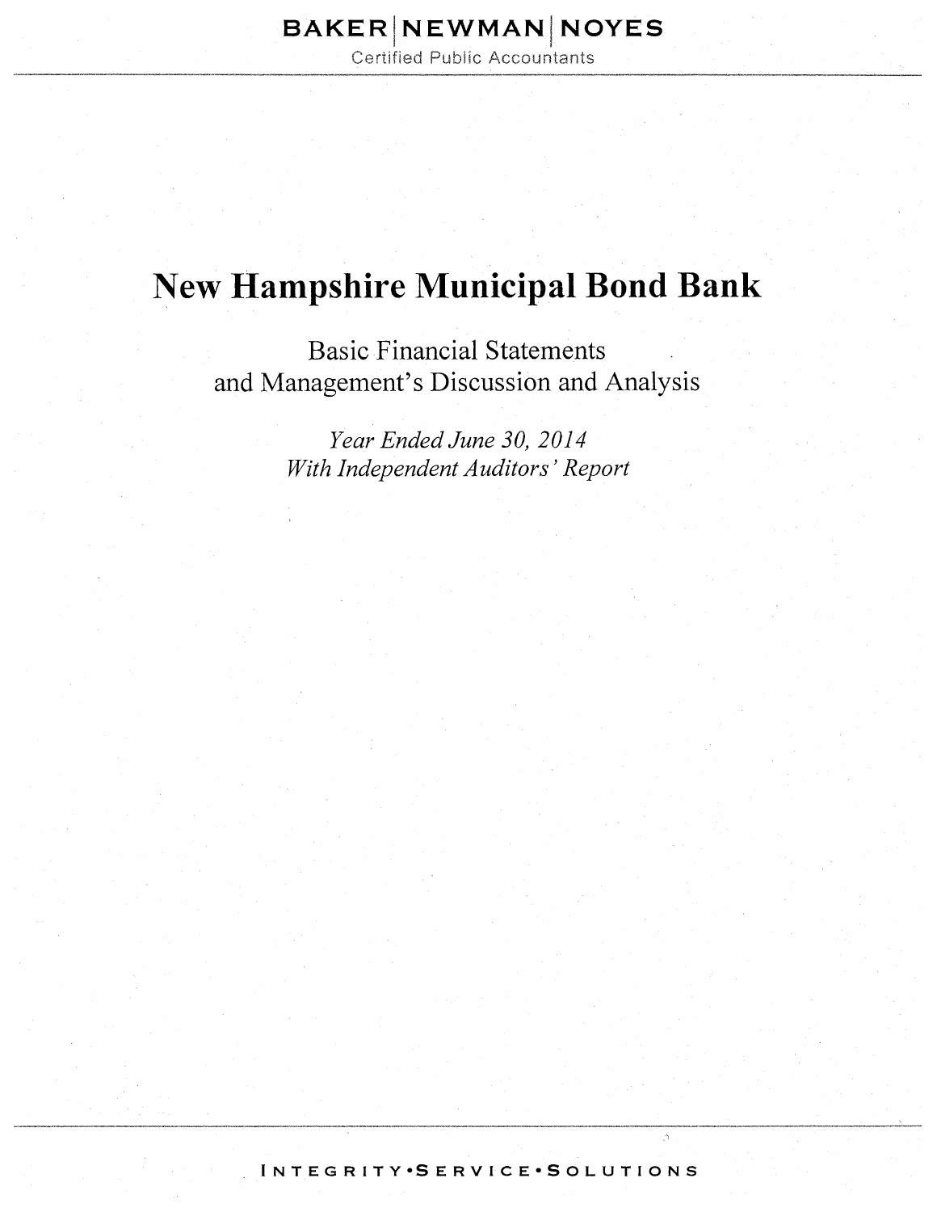BAKER | NEWMAN | NOYES

Certified Public Accountants

# New Hampshire Municipal Bond Bank

## Basic Financial Statements and Management's Discussion and Analysis

*Year Ended June 30, 2014*

*With Independent Auditors' Report*

INTEGRITY•SERVICE•SOLUTIONS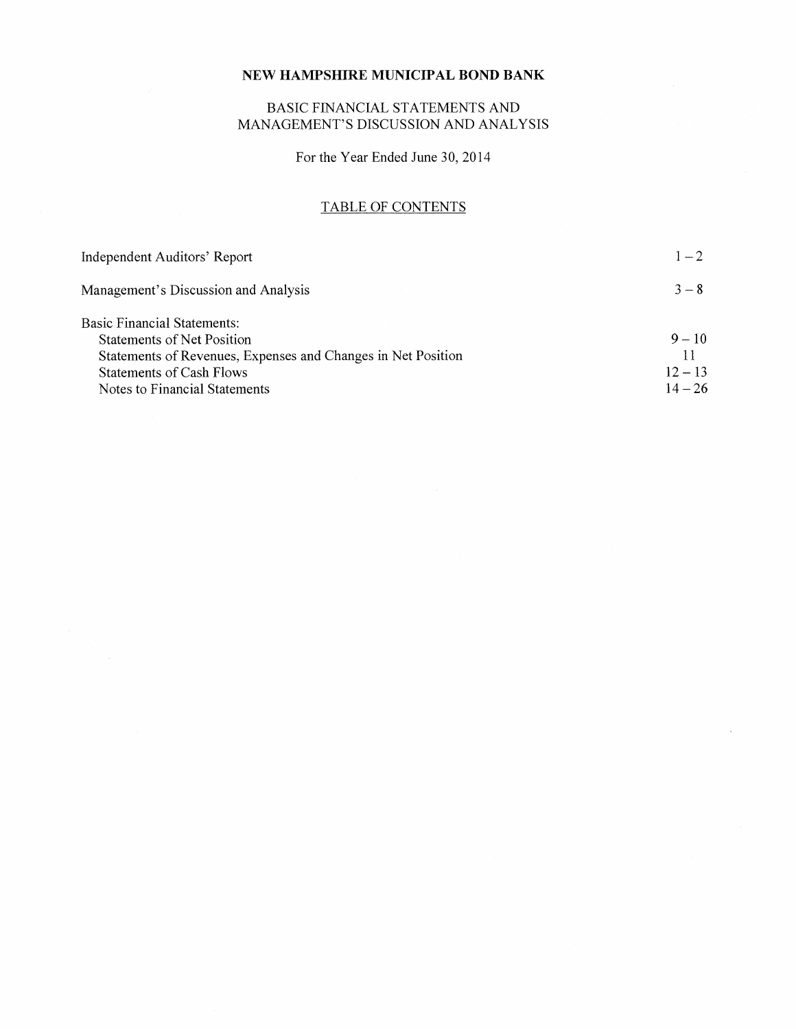# NEW HAMPSHIRE MUNICIPAL BOND BANK

## BASIC FINANCIAL STATEMENTS AND MANAGEMENT'S DISCUSSION AND ANALYSIS

For the Year Ended June 30, 2014

### TABLE OF CONTENTS

| | |
|---|---|
| Independent Auditors' Report | 1 – 2 |
| Management's Discussion and Analysis | 3 – 8 |
| Basic Financial Statements: | |
| Statements of Net Position | 9 – 10 |
| Statements of Revenues, Expenses and Changes in Net Position | 11 |
| Statements of Cash Flows | 12 – 13 |
| Notes to Financial Statements | 14 – 26 |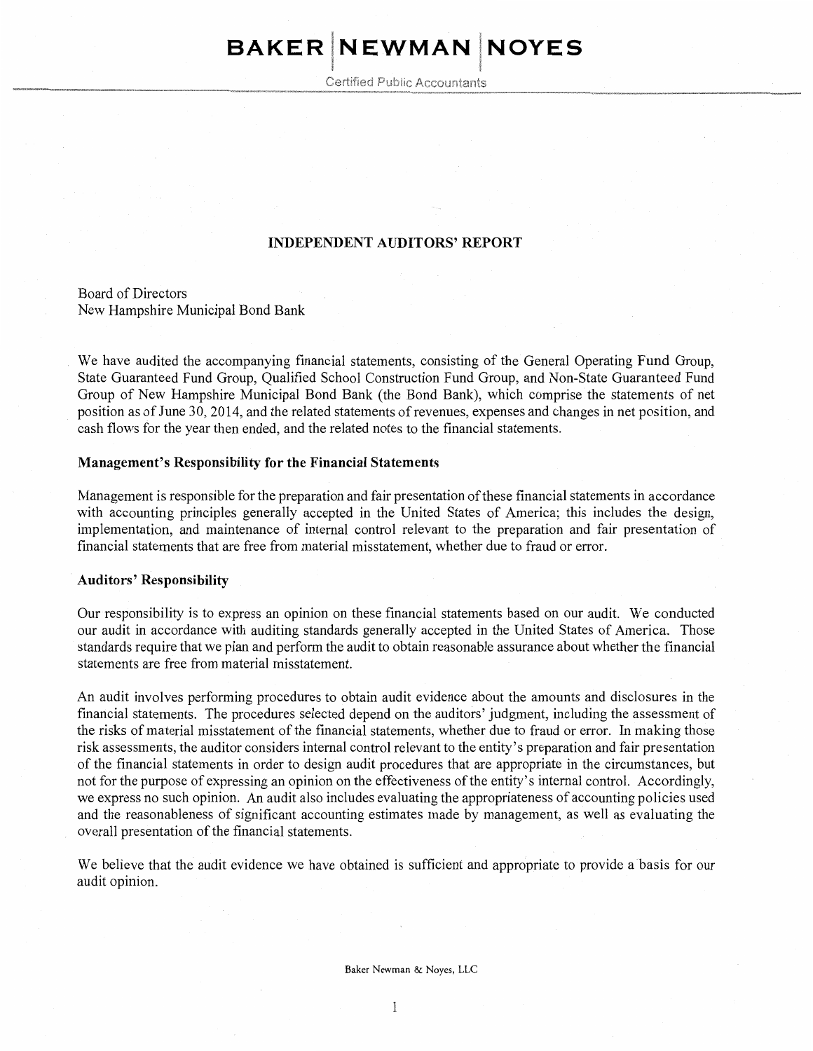# BAKER NEWMAN NOYES

Certified Public Accountants

## INDEPENDENT AUDITORS' REPORT

Board of Directors
New Hampshire Municipal Bond Bank

We have audited the accompanying financial statements, consisting of the General Operating Fund Group, State Guaranteed Fund Group, Qualified School Construction Fund Group, and Non-State Guaranteed Fund Group of New Hampshire Municipal Bond Bank (the Bond Bank), which comprise the statements of net position as of June 30, 2014, and the related statements of revenues, expenses and changes in net position, and cash flows for the year then ended, and the related notes to the financial statements.

### Management's Responsibility for the Financial Statements

Management is responsible for the preparation and fair presentation of these financial statements in accordance with accounting principles generally accepted in the United States of America; this includes the design, implementation, and maintenance of internal control relevant to the preparation and fair presentation of financial statements that are free from material misstatement, whether due to fraud or error.

### Auditors' Responsibility

Our responsibility is to express an opinion on these financial statements based on our audit. We conducted our audit in accordance with auditing standards generally accepted in the United States of America. Those standards require that we plan and perform the audit to obtain reasonable assurance about whether the financial statements are free from material misstatement.

An audit involves performing procedures to obtain audit evidence about the amounts and disclosures in the financial statements. The procedures selected depend on the auditors' judgment, including the assessment of the risks of material misstatement of the financial statements, whether due to fraud or error. In making those risk assessments, the auditor considers internal control relevant to the entity's preparation and fair presentation of the financial statements in order to design audit procedures that are appropriate in the circumstances, but not for the purpose of expressing an opinion on the effectiveness of the entity's internal control. Accordingly, we express no such opinion. An audit also includes evaluating the appropriateness of accounting policies used and the reasonableness of significant accounting estimates made by management, as well as evaluating the overall presentation of the financial statements.

We believe that the audit evidence we have obtained is sufficient and appropriate to provide a basis for our audit opinion.

Baker Newman & Noyes, LLC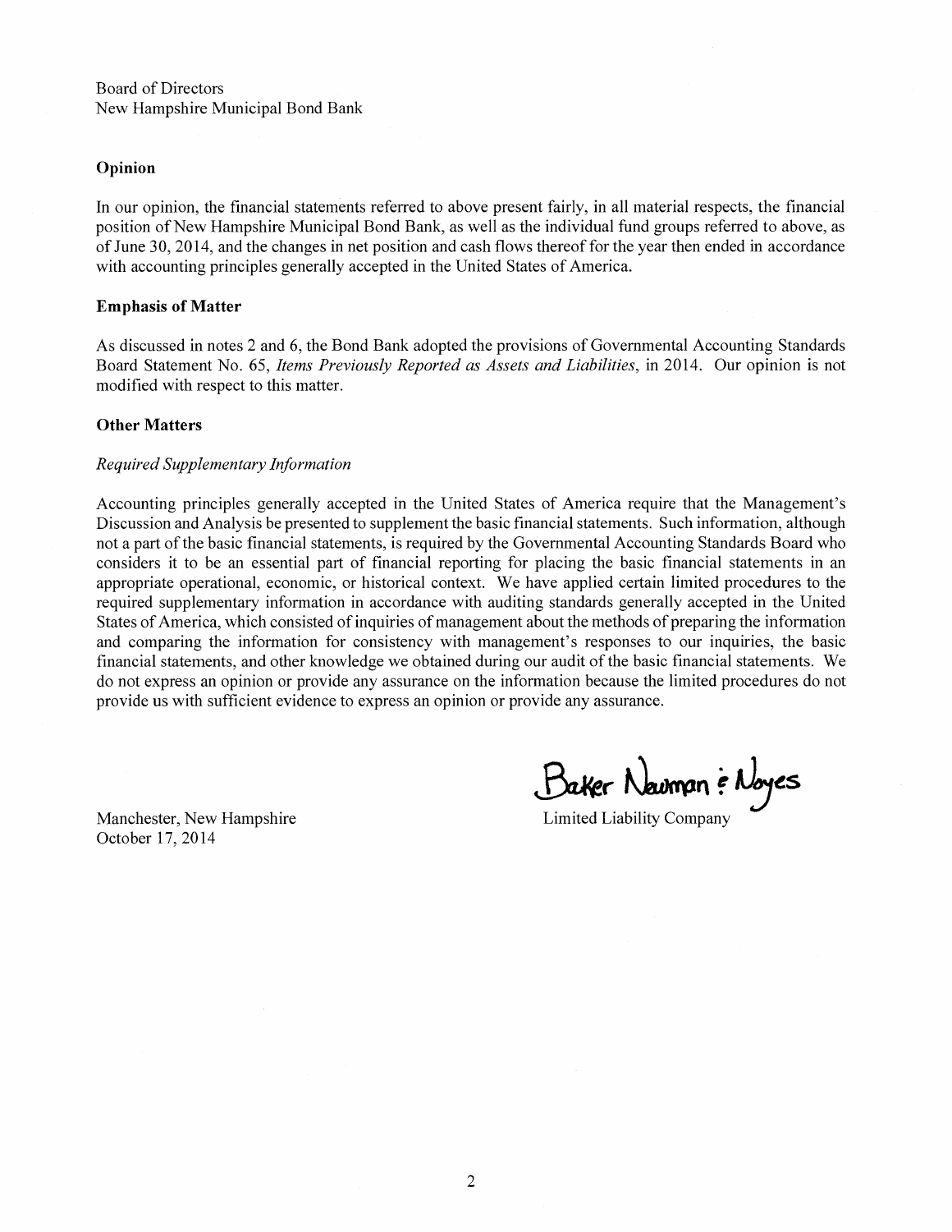Board of Directors
New Hampshire Municipal Bond Bank

**Opinion**

In our opinion, the financial statements referred to above present fairly, in all material respects, the financial position of New Hampshire Municipal Bond Bank, as well as the individual fund groups referred to above, as of June 30, 2014, and the changes in net position and cash flows thereof for the year then ended in accordance with accounting principles generally accepted in the United States of America.

**Emphasis of Matter**

As discussed in notes 2 and 6, the Bond Bank adopted the provisions of Governmental Accounting Standards Board Statement No. 65, *Items Previously Reported as Assets and Liabilities*, in 2014. Our opinion is not modified with respect to this matter.

**Other Matters**

*Required Supplementary Information*

Accounting principles generally accepted in the United States of America require that the Management's Discussion and Analysis be presented to supplement the basic financial statements. Such information, although not a part of the basic financial statements, is required by the Governmental Accounting Standards Board who considers it to be an essential part of financial reporting for placing the basic financial statements in an appropriate operational, economic, or historical context. We have applied certain limited procedures to the required supplementary information in accordance with auditing standards generally accepted in the United States of America, which consisted of inquiries of management about the methods of preparing the information and comparing the information for consistency with management's responses to our inquiries, the basic financial statements, and other knowledge we obtained during our audit of the basic financial statements. We do not express an opinion or provide any assurance on the information because the limited procedures do not provide us with sufficient evidence to express an opinion or provide any assurance.

Baker Newman & Noyes
Limited Liability Company

Manchester, New Hampshire
October 17, 2014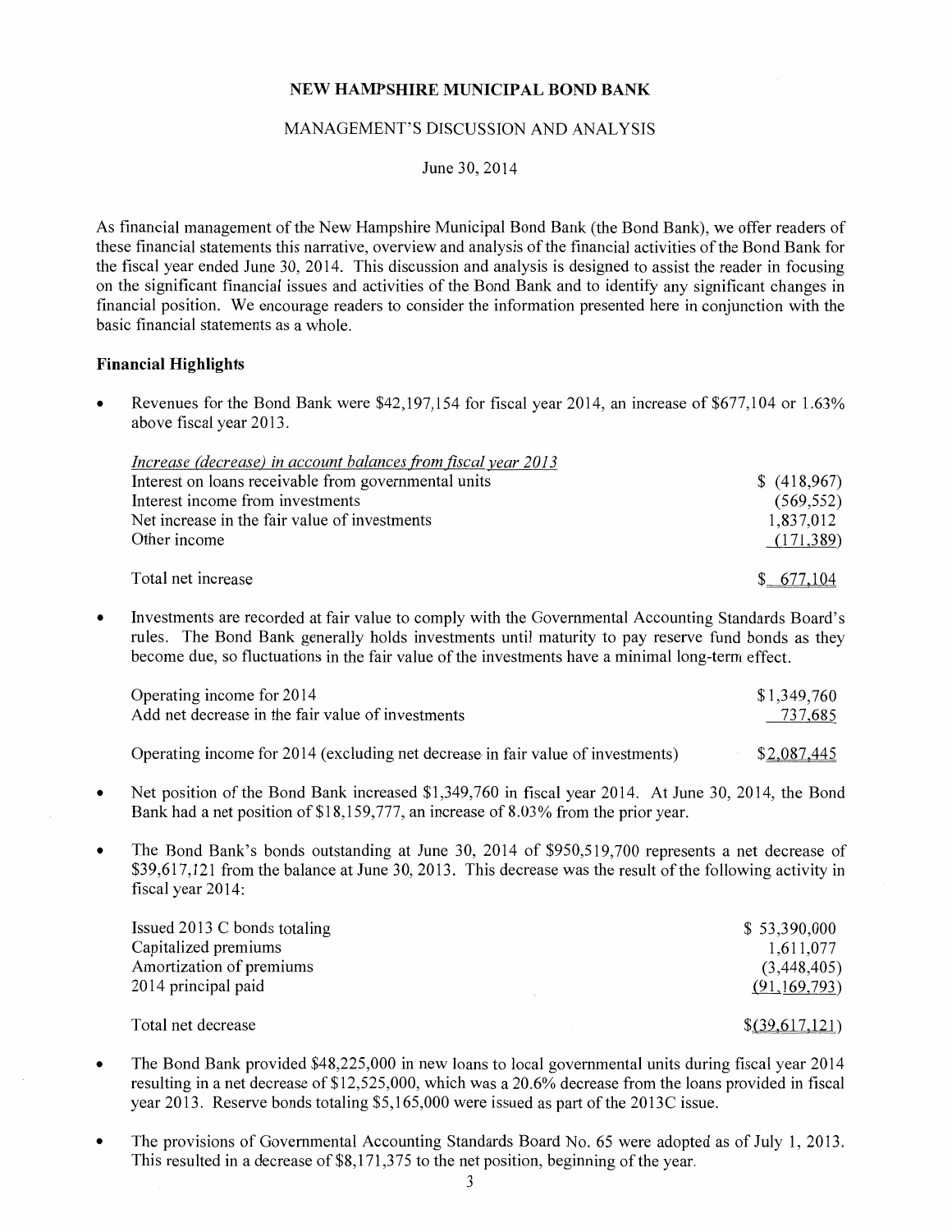# NEW HAMPSHIRE MUNICIPAL BOND BANK

## MANAGEMENT'S DISCUSSION AND ANALYSIS

June 30, 2014

As financial management of the New Hampshire Municipal Bond Bank (the Bond Bank), we offer readers of these financial statements this narrative, overview and analysis of the financial activities of the Bond Bank for the fiscal year ended June 30, 2014. This discussion and analysis is designed to assist the reader in focusing on the significant financial issues and activities of the Bond Bank and to identify any significant changes in financial position. We encourage readers to consider the information presented here in conjunction with the basic financial statements as a whole.

### Financial Highlights

- Revenues for the Bond Bank were $42,197,154 for fiscal year 2014, an increase of $677,104 or 1.63% above fiscal year 2013.

| *Increase (decrease) in account balances from fiscal year 2013* | |
|---|---|
| Interest on loans receivable from governmental units | $ (418,967) |
| Interest income from investments | (569,552) |
| Net increase in the fair value of investments | 1,837,012 |
| Other income | (171,389) |
| Total net increase | $ 677,104 |

- Investments are recorded at fair value to comply with the Governmental Accounting Standards Board's rules. The Bond Bank generally holds investments until maturity to pay reserve fund bonds as they become due, so fluctuations in the fair value of the investments have a minimal long-term effect.

| | |
|---|---|
| Operating income for 2014 | $1,349,760 |
| Add net decrease in the fair value of investments | 737,685 |
| Operating income for 2014 (excluding net decrease in fair value of investments) | $2,087,445 |

- Net position of the Bond Bank increased $1,349,760 in fiscal year 2014. At June 30, 2014, the Bond Bank had a net position of $18,159,777, an increase of 8.03% from the prior year.

- The Bond Bank's bonds outstanding at June 30, 2014 of $950,519,700 represents a net decrease of $39,617,121 from the balance at June 30, 2013. This decrease was the result of the following activity in fiscal year 2014:

| | |
|---|---|
| Issued 2013 C bonds totaling | $ 53,390,000 |
| Capitalized premiums | 1,611,077 |
| Amortization of premiums | (3,448,405) |
| 2014 principal paid | (91,169,793) |
| Total net decrease | $(39,617,121) |

- The Bond Bank provided $48,225,000 in new loans to local governmental units during fiscal year 2014 resulting in a net decrease of $12,525,000, which was a 20.6% decrease from the loans provided in fiscal year 2013. Reserve bonds totaling $5,165,000 were issued as part of the 2013C issue.

- The provisions of Governmental Accounting Standards Board No. 65 were adopted as of July 1, 2013. This resulted in a decrease of $8,171,375 to the net position, beginning of the year.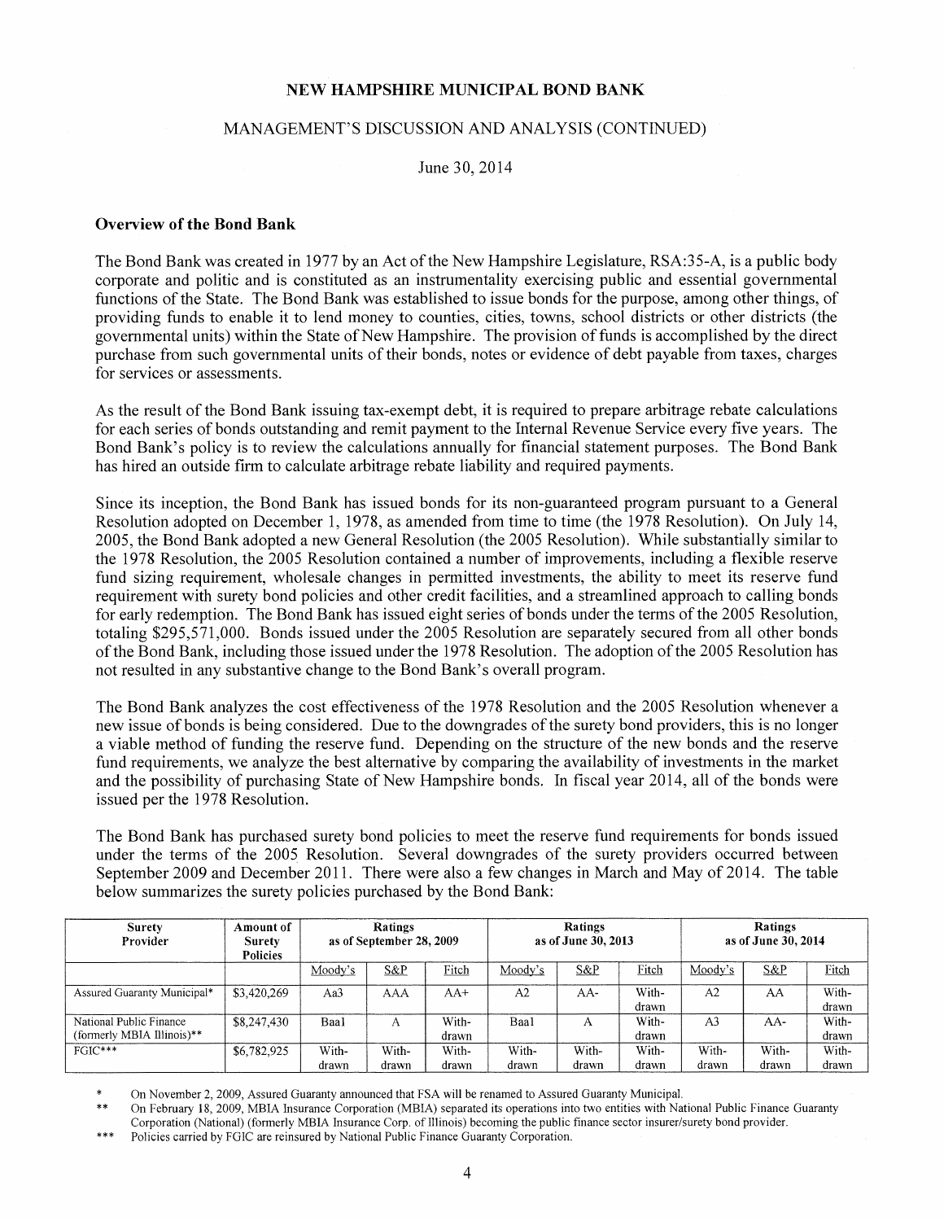**NEW HAMPSHIRE MUNICIPAL BOND BANK**

MANAGEMENT'S DISCUSSION AND ANALYSIS (CONTINUED)

June 30, 2014

### Overview of the Bond Bank

The Bond Bank was created in 1977 by an Act of the New Hampshire Legislature, RSA:35-A, is a public body corporate and politic and is constituted as an instrumentality exercising public and essential governmental functions of the State. The Bond Bank was established to issue bonds for the purpose, among other things, of providing funds to enable it to lend money to counties, cities, towns, school districts or other districts (the governmental units) within the State of New Hampshire. The provision of funds is accomplished by the direct purchase from such governmental units of their bonds, notes or evidence of debt payable from taxes, charges for services or assessments.

As the result of the Bond Bank issuing tax-exempt debt, it is required to prepare arbitrage rebate calculations for each series of bonds outstanding and remit payment to the Internal Revenue Service every five years. The Bond Bank's policy is to review the calculations annually for financial statement purposes. The Bond Bank has hired an outside firm to calculate arbitrage rebate liability and required payments.

Since its inception, the Bond Bank has issued bonds for its non-guaranteed program pursuant to a General Resolution adopted on December 1, 1978, as amended from time to time (the 1978 Resolution). On July 14, 2005, the Bond Bank adopted a new General Resolution (the 2005 Resolution). While substantially similar to the 1978 Resolution, the 2005 Resolution contained a number of improvements, including a flexible reserve fund sizing requirement, wholesale changes in permitted investments, the ability to meet its reserve fund requirement with surety bond policies and other credit facilities, and a streamlined approach to calling bonds for early redemption. The Bond Bank has issued eight series of bonds under the terms of the 2005 Resolution, totaling $295,571,000. Bonds issued under the 2005 Resolution are separately secured from all other bonds of the Bond Bank, including those issued under the 1978 Resolution. The adoption of the 2005 Resolution has not resulted in any substantive change to the Bond Bank's overall program.

The Bond Bank analyzes the cost effectiveness of the 1978 Resolution and the 2005 Resolution whenever a new issue of bonds is being considered. Due to the downgrades of the surety bond providers, this is no longer a viable method of funding the reserve fund. Depending on the structure of the new bonds and the reserve fund requirements, we analyze the best alternative by comparing the availability of investments in the market and the possibility of purchasing State of New Hampshire bonds. In fiscal year 2014, all of the bonds were issued per the 1978 Resolution.

The Bond Bank has purchased surety bond policies to meet the reserve fund requirements for bonds issued under the terms of the 2005 Resolution. Several downgrades of the surety providers occurred between September 2009 and December 2011. There were also a few changes in March and May of 2014. The table below summarizes the surety policies purchased by the Bond Bank:

| Surety Provider | Amount of Surety Policies | Ratings as of September 28, 2009 | | | Ratings as of June 30, 2013 | | | Ratings as of June 30, 2014 | | |
|---|---|---|---|---|---|---|---|---|---|---|
| | | Moody's | S&P | Fitch | Moody's | S&P | Fitch | Moody's | S&P | Fitch |
| Assured Guaranty Municipal* | $3,420,269 | Aa3 | AAA | AA+ | A2 | AA- | Withdrawn | A2 | AA | Withdrawn |
| National Public Finance (formerly MBIA Illinois)** | $8,247,430 | Baa1 | A | Withdrawn | Baa1 | A | Withdrawn | A3 | AA- | Withdrawn |
| FGIC*** | $6,782,925 | Withdrawn | Withdrawn | Withdrawn | Withdrawn | Withdrawn | Withdrawn | Withdrawn | Withdrawn | Withdrawn |

\* On November 2, 2009, Assured Guaranty announced that FSA will be renamed to Assured Guaranty Municipal.

\*\* On February 18, 2009, MBIA Insurance Corporation (MBIA) separated its operations into two entities with National Public Finance Guaranty Corporation (National) (formerly MBIA Insurance Corp. of Illinois) becoming the public finance sector insurer/surety bond provider.

\*\*\* Policies carried by FGIC are reinsured by National Public Finance Guaranty Corporation.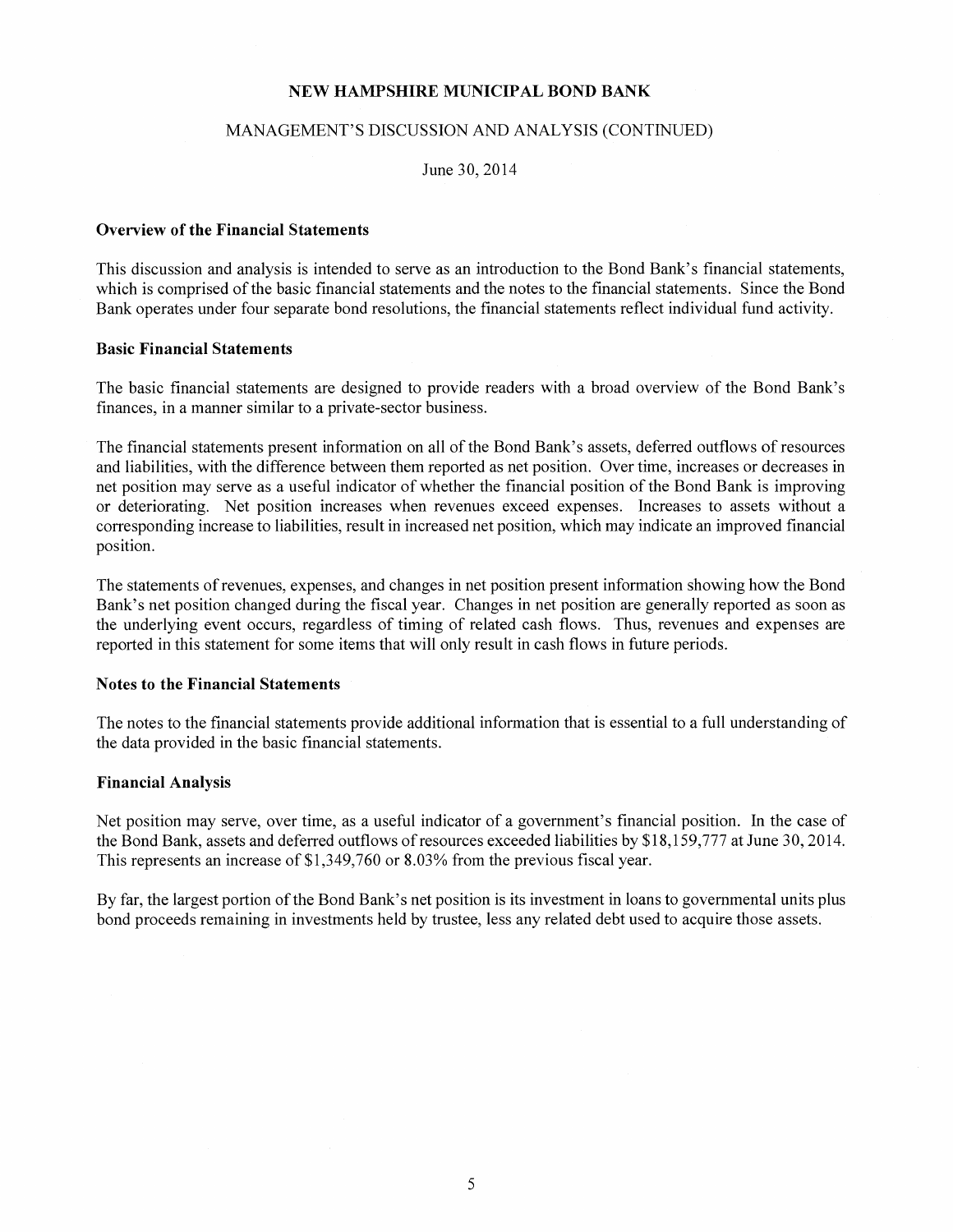# NEW HAMPSHIRE MUNICIPAL BOND BANK

## MANAGEMENT'S DISCUSSION AND ANALYSIS (CONTINUED)

June 30, 2014

### Overview of the Financial Statements

This discussion and analysis is intended to serve as an introduction to the Bond Bank's financial statements, which is comprised of the basic financial statements and the notes to the financial statements. Since the Bond Bank operates under four separate bond resolutions, the financial statements reflect individual fund activity.

### Basic Financial Statements

The basic financial statements are designed to provide readers with a broad overview of the Bond Bank's finances, in a manner similar to a private-sector business.

The financial statements present information on all of the Bond Bank's assets, deferred outflows of resources and liabilities, with the difference between them reported as net position. Over time, increases or decreases in net position may serve as a useful indicator of whether the financial position of the Bond Bank is improving or deteriorating. Net position increases when revenues exceed expenses. Increases to assets without a corresponding increase to liabilities, result in increased net position, which may indicate an improved financial position.

The statements of revenues, expenses, and changes in net position present information showing how the Bond Bank's net position changed during the fiscal year. Changes in net position are generally reported as soon as the underlying event occurs, regardless of timing of related cash flows. Thus, revenues and expenses are reported in this statement for some items that will only result in cash flows in future periods.

### Notes to the Financial Statements

The notes to the financial statements provide additional information that is essential to a full understanding of the data provided in the basic financial statements.

### Financial Analysis

Net position may serve, over time, as a useful indicator of a government's financial position. In the case of the Bond Bank, assets and deferred outflows of resources exceeded liabilities by $18,159,777 at June 30, 2014. This represents an increase of $1,349,760 or 8.03% from the previous fiscal year.

By far, the largest portion of the Bond Bank's net position is its investment in loans to governmental units plus bond proceeds remaining in investments held by trustee, less any related debt used to acquire those assets.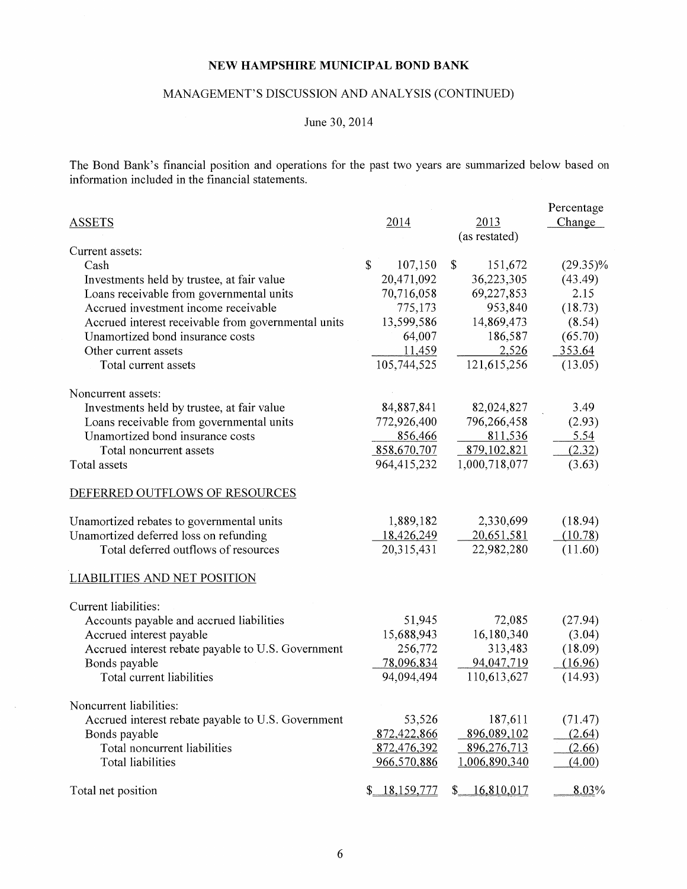**NEW HAMPSHIRE MUNICIPAL BOND BANK**

MANAGEMENT'S DISCUSSION AND ANALYSIS (CONTINUED)

June 30, 2014

The Bond Bank's financial position and operations for the past two years are summarized below based on information included in the financial statements.

| ASSETS | 2014 | 2013 (as restated) | Percentage Change |
|---|---|---|---|
| Current assets: | | | |
| Cash | $ 107,150 | $ 151,672 | (29.35)% |
| Investments held by trustee, at fair value | 20,471,092 | 36,223,305 | (43.49) |
| Loans receivable from governmental units | 70,716,058 | 69,227,853 | 2.15 |
| Accrued investment income receivable | 775,173 | 953,840 | (18.73) |
| Accrued interest receivable from governmental units | 13,599,586 | 14,869,473 | (8.54) |
| Unamortized bond insurance costs | 64,007 | 186,587 | (65.70) |
| Other current assets | 11,459 | 2,526 | 353.64 |
| Total current assets | 105,744,525 | 121,615,256 | (13.05) |
| Noncurrent assets: | | | |
| Investments held by trustee, at fair value | 84,887,841 | 82,024,827 | 3.49 |
| Loans receivable from governmental units | 772,926,400 | 796,266,458 | (2.93) |
| Unamortized bond insurance costs | 856,466 | 811,536 | 5.54 |
| Total noncurrent assets | 858,670,707 | 879,102,821 | (2.32) |
| Total assets | 964,415,232 | 1,000,718,077 | (3.63) |
| DEFERRED OUTFLOWS OF RESOURCES | | | |
| Unamortized rebates to governmental units | 1,889,182 | 2,330,699 | (18.94) |
| Unamortized deferred loss on refunding | 18,426,249 | 20,651,581 | (10.78) |
| Total deferred outflows of resources | 20,315,431 | 22,982,280 | (11.60) |
| LIABILITIES AND NET POSITION | | | |
| Current liabilities: | | | |
| Accounts payable and accrued liabilities | 51,945 | 72,085 | (27.94) |
| Accrued interest payable | 15,688,943 | 16,180,340 | (3.04) |
| Accrued interest rebate payable to U.S. Government | 256,772 | 313,483 | (18.09) |
| Bonds payable | 78,096,834 | 94,047,719 | (16.96) |
| Total current liabilities | 94,094,494 | 110,613,627 | (14.93) |
| Noncurrent liabilities: | | | |
| Accrued interest rebate payable to U.S. Government | 53,526 | 187,611 | (71.47) |
| Bonds payable | 872,422,866 | 896,089,102 | (2.64) |
| Total noncurrent liabilities | 872,476,392 | 896,276,713 | (2.66) |
| Total liabilities | 966,570,886 | 1,006,890,340 | (4.00) |
| Total net position | $ 18,159,777 | $ 16,810,017 | 8.03% |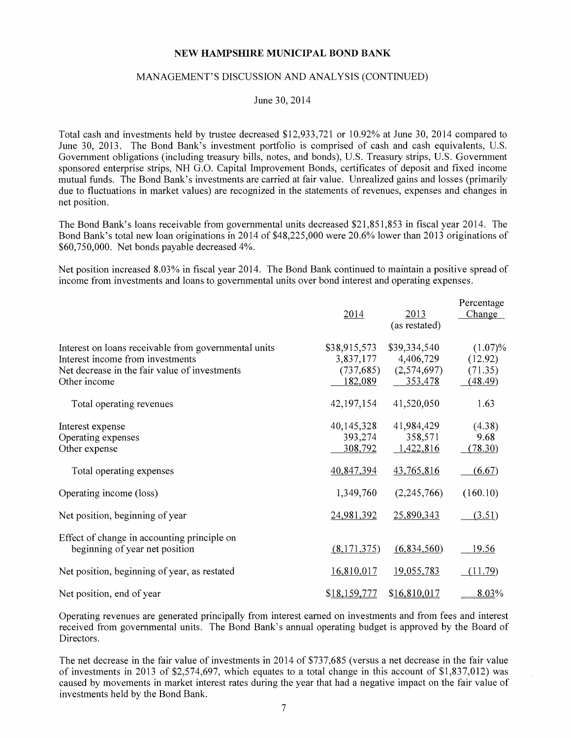# NEW HAMPSHIRE MUNICIPAL BOND BANK

## MANAGEMENT'S DISCUSSION AND ANALYSIS (CONTINUED)

June 30, 2014

Total cash and investments held by trustee decreased $12,933,721 or 10.92% at June 30, 2014 compared to June 30, 2013. The Bond Bank's investment portfolio is comprised of cash and cash equivalents, U.S. Government obligations (including treasury bills, notes, and bonds), U.S. Treasury strips, U.S. Government sponsored enterprise strips, NH G.O. Capital Improvement Bonds, certificates of deposit and fixed income mutual funds. The Bond Bank's investments are carried at fair value. Unrealized gains and losses (primarily due to fluctuations in market values) are recognized in the statements of revenues, expenses and changes in net position.

The Bond Bank's loans receivable from governmental units decreased $21,851,853 in fiscal year 2014. The Bond Bank's total new loan originations in 2014 of $48,225,000 were 20.6% lower than 2013 originations of $60,750,000. Net bonds payable decreased 4%.

Net position increased 8.03% in fiscal year 2014. The Bond Bank continued to maintain a positive spread of income from investments and loans to governmental units over bond interest and operating expenses.

| | 2014 | 2013 (as restated) | Percentage Change |
|---|---|---|---|
| Interest on loans receivable from governmental units | $38,915,573 | $39,334,540 | (1.07)% |
| Interest income from investments | 3,837,177 | 4,406,729 | (12.92) |
| Net decrease in the fair value of investments | (737,685) | (2,574,697) | (71.35) |
| Other income | 182,089 | 353,478 | (48.49) |
| Total operating revenues | 42,197,154 | 41,520,050 | 1.63 |
| Interest expense | 40,145,328 | 41,984,429 | (4.38) |
| Operating expenses | 393,274 | 358,571 | 9.68 |
| Other expense | 308,792 | 1,422,816 | (78.30) |
| Total operating expenses | 40,847,394 | 43,765,816 | (6.67) |
| Operating income (loss) | 1,349,760 | (2,245,766) | (160.10) |
| Net position, beginning of year | 24,981,392 | 25,890,343 | (3.51) |
| Effect of change in accounting principle on beginning of year net position | (8,171,375) | (6,834,560) | 19.56 |
| Net position, beginning of year, as restated | 16,810,017 | 19,055,783 | (11.79) |
| Net position, end of year | $18,159,777 | $16,810,017 | 8.03% |

Operating revenues are generated principally from interest earned on investments and from fees and interest received from governmental units. The Bond Bank's annual operating budget is approved by the Board of Directors.

The net decrease in the fair value of investments in 2014 of $737,685 (versus a net decrease in the fair value of investments in 2013 of $2,574,697, which equates to a total change in this account of $1,837,012) was caused by movements in market interest rates during the year that had a negative impact on the fair value of investments held by the Bond Bank.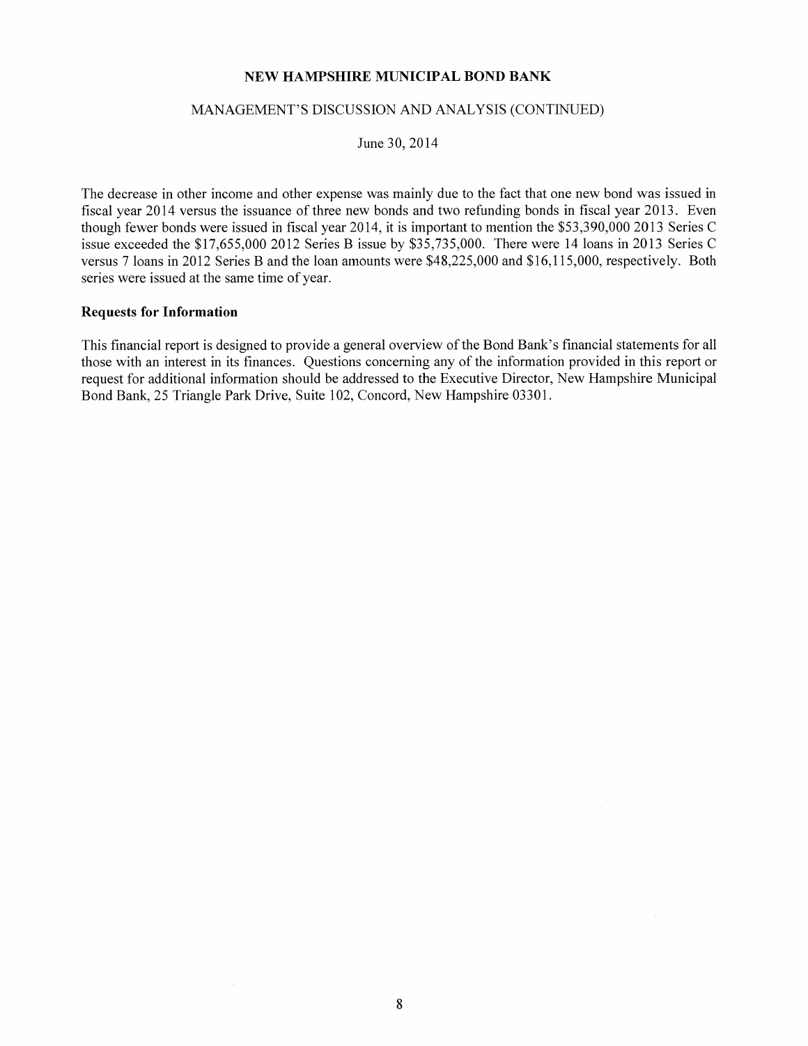The decrease in other income and other expense was mainly due to the fact that one new bond was issued in fiscal year 2014 versus the issuance of three new bonds and two refunding bonds in fiscal year 2013. Even though fewer bonds were issued in fiscal year 2014, it is important to mention the $53,390,000 2013 Series C issue exceeded the $17,655,000 2012 Series B issue by $35,735,000. There were 14 loans in 2013 Series C versus 7 loans in 2012 Series B and the loan amounts were $48,225,000 and $16,115,000, respectively. Both series were issued at the same time of year.

### Requests for Information

This financial report is designed to provide a general overview of the Bond Bank's financial statements for all those with an interest in its finances. Questions concerning any of the information provided in this report or request for additional information should be addressed to the Executive Director, New Hampshire Municipal Bond Bank, 25 Triangle Park Drive, Suite 102, Concord, New Hampshire 03301.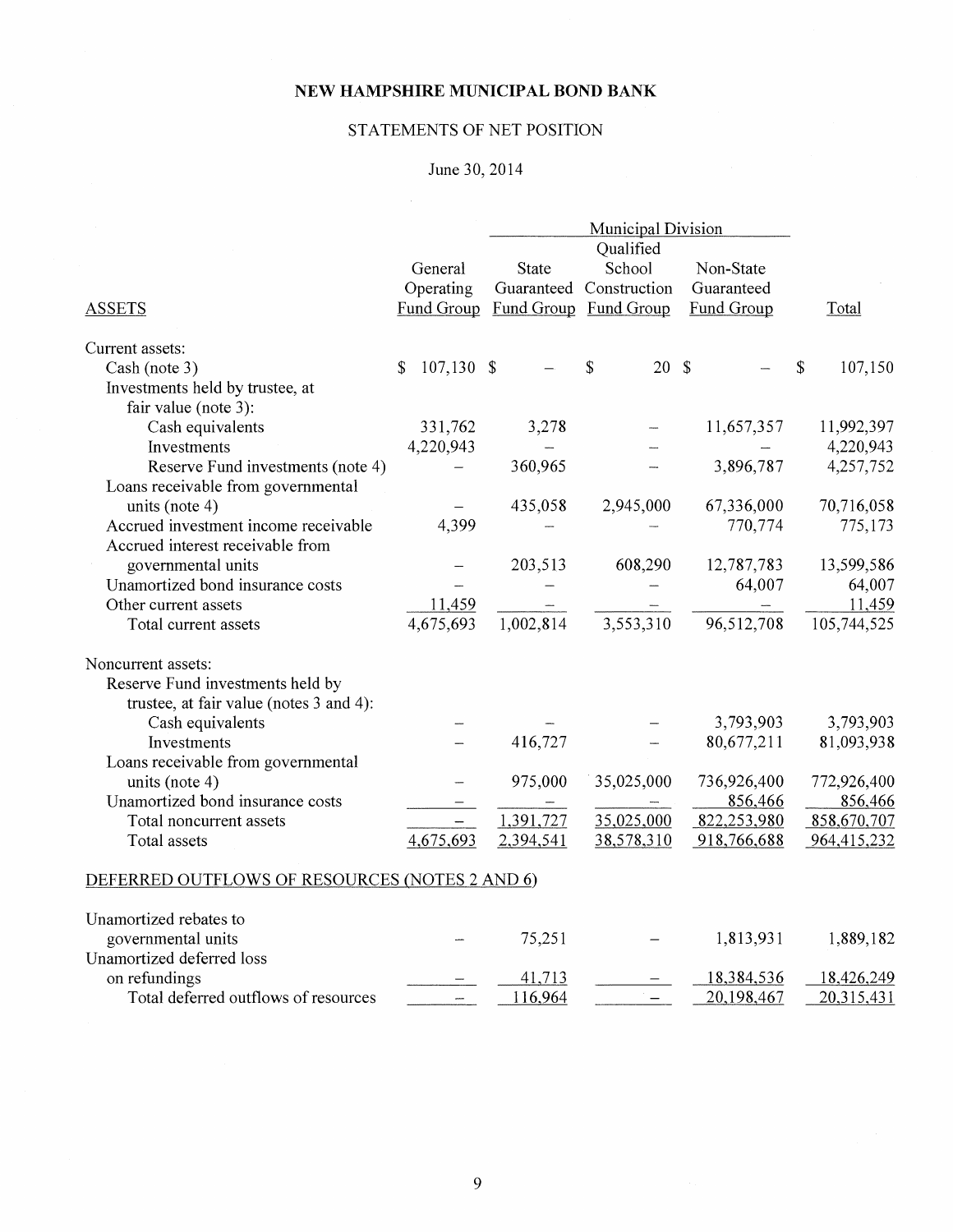# NEW HAMPSHIRE MUNICIPAL BOND BANK

## STATEMENTS OF NET POSITION

June 30, 2014

| | | Municipal Division | | | |
|---|---|---|---|---|---|
| ASSETS | General Operating Fund Group | State Guaranteed Fund Group | Qualified School Construction Fund Group | Non-State Guaranteed Fund Group | Total |
| Current assets: | | | | | |
| Cash (note 3) | $ 107,130 | $ – | $ 20 | $ – | $ 107,150 |
| Investments held by trustee, at fair value (note 3): | | | | | |
| Cash equivalents | 331,762 | 3,278 | – | 11,657,357 | 11,992,397 |
| Investments | 4,220,943 | – | – | – | 4,220,943 |
| Reserve Fund investments (note 4) | – | 360,965 | – | 3,896,787 | 4,257,752 |
| Loans receivable from governmental units (note 4) | – | 435,058 | 2,945,000 | 67,336,000 | 70,716,058 |
| Accrued investment income receivable | 4,399 | – | – | 770,774 | 775,173 |
| Accrued interest receivable from governmental units | – | 203,513 | 608,290 | 12,787,783 | 13,599,586 |
| Unamortized bond insurance costs | – | – | – | 64,007 | 64,007 |
| Other current assets | 11,459 | – | – | – | 11,459 |
| Total current assets | 4,675,693 | 1,002,814 | 3,553,310 | 96,512,708 | 105,744,525 |
| Noncurrent assets: | | | | | |
| Reserve Fund investments held by trustee, at fair value (notes 3 and 4): | | | | | |
| Cash equivalents | – | – | – | 3,793,903 | 3,793,903 |
| Investments | – | 416,727 | – | 80,677,211 | 81,093,938 |
| Loans receivable from governmental units (note 4) | – | 975,000 | 35,025,000 | 736,926,400 | 772,926,400 |
| Unamortized bond insurance costs | – | – | – | 856,466 | 856,466 |
| Total noncurrent assets | – | 1,391,727 | 35,025,000 | 822,253,980 | 858,670,707 |
| Total assets | 4,675,693 | 2,394,541 | 38,578,310 | 918,766,688 | 964,415,232 |
| DEFERRED OUTFLOWS OF RESOURCES (NOTES 2 AND 6) | | | | | |
| Unamortized rebates to governmental units | – | 75,251 | – | 1,813,931 | 1,889,182 |
| Unamortized deferred loss on refundings | – | 41,713 | – | 18,384,536 | 18,426,249 |
| Total deferred outflows of resources | – | 116,964 | – | 20,198,467 | 20,315,431 |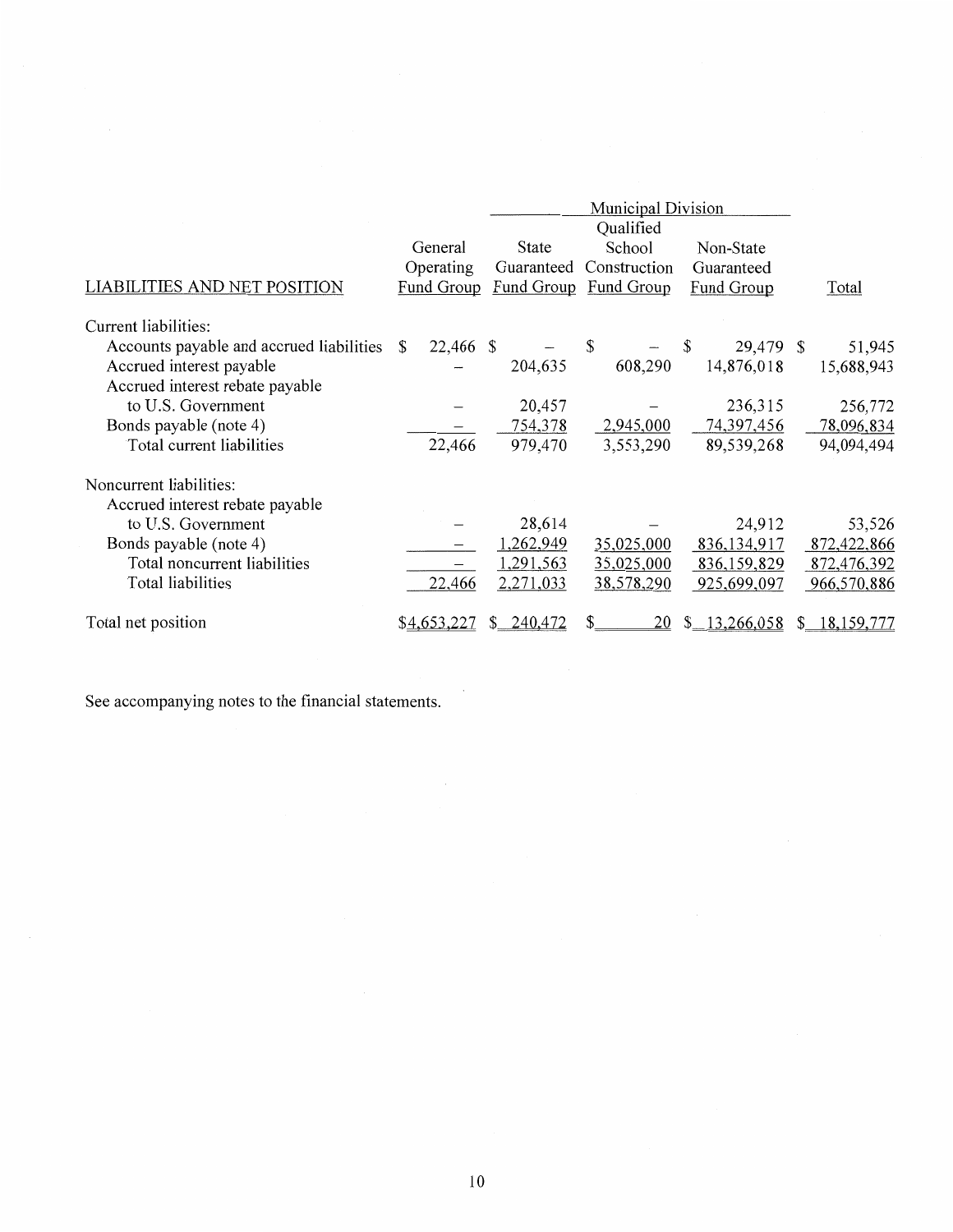| LIABILITIES AND NET POSITION | General Operating Fund Group | Municipal Division | | | Total |
|---|---|---|---|---|---|
| | | State Guaranteed Fund Group | Qualified School Construction Fund Group | Non-State Guaranteed Fund Group | |
| Current liabilities: | | | | | |
| Accounts payable and accrued liabilities | $ 22,466 | $ – | $ – | $ 29,479 | $ 51,945 |
| Accrued interest payable | – | 204,635 | 608,290 | 14,876,018 | 15,688,943 |
| Accrued interest rebate payable to U.S. Government | – | 20,457 | – | 236,315 | 256,772 |
| Bonds payable (note 4) | – | 754,378 | 2,945,000 | 74,397,456 | 78,096,834 |
| Total current liabilities | 22,466 | 979,470 | 3,553,290 | 89,539,268 | 94,094,494 |
| Noncurrent liabilities: | | | | | |
| Accrued interest rebate payable to U.S. Government | – | 28,614 | – | 24,912 | 53,526 |
| Bonds payable (note 4) | – | 1,262,949 | 35,025,000 | 836,134,917 | 872,422,866 |
| Total noncurrent liabilities | – | 1,291,563 | 35,025,000 | 836,159,829 | 872,476,392 |
| Total liabilities | 22,466 | 2,271,033 | 38,578,290 | 925,699,097 | 966,570,886 |
| Total net position | $4,653,227 | $ 240,472 | $ 20 | $ 13,266,058 | $ 18,159,777 |

See accompanying notes to the financial statements.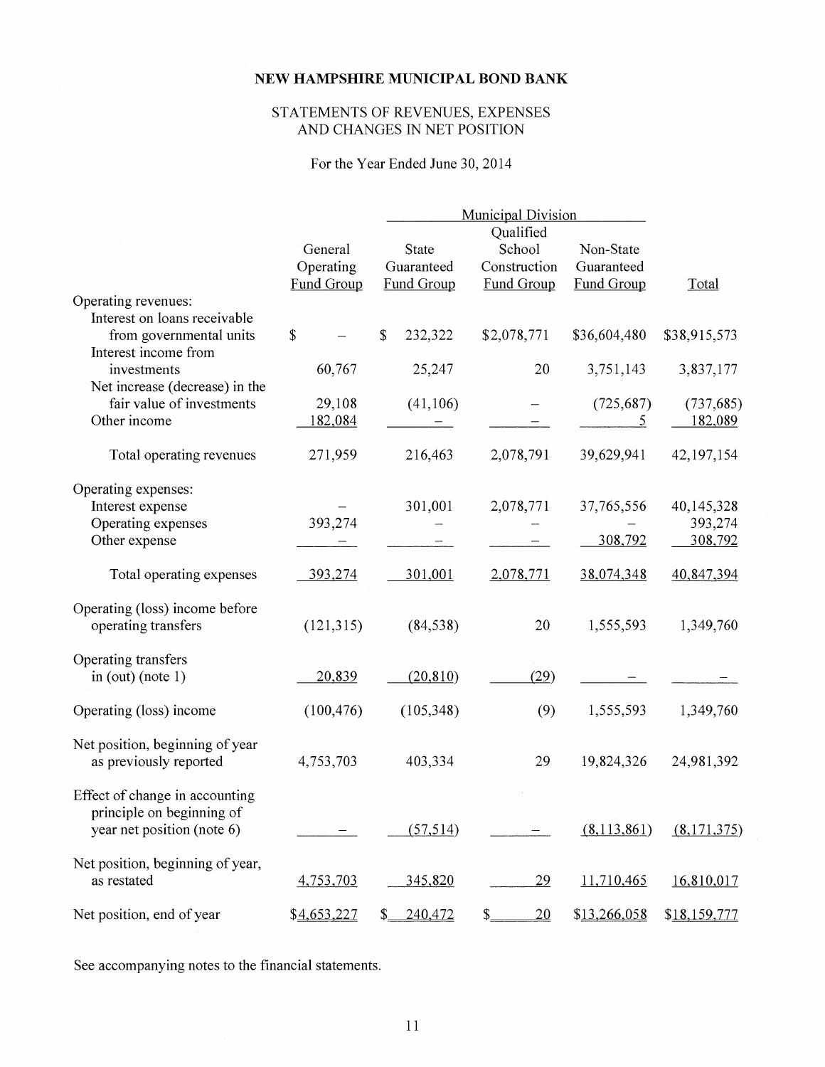# NEW HAMPSHIRE MUNICIPAL BOND BANK

## STATEMENTS OF REVENUES, EXPENSES AND CHANGES IN NET POSITION

For the Year Ended June 30, 2014

| | General Operating Fund Group | Municipal Division | | | Total |
|---|---|---|---|---|---|
| | | State Guaranteed Fund Group | Qualified School Construction Fund Group | Non-State Guaranteed Fund Group | |
| **Operating revenues:** | | | | | |
| Interest on loans receivable from governmental units | $ – | $ 232,322 | $2,078,771 | $36,604,480 | $38,915,573 |
| Interest income from investments | 60,767 | 25,247 | 20 | 3,751,143 | 3,837,177 |
| Net increase (decrease) in the fair value of investments | 29,108 | (41,106) | – | (725,687) | (737,685) |
| Other income | 182,084 | – | – | 5 | 182,089 |
| Total operating revenues | 271,959 | 216,463 | 2,078,791 | 39,629,941 | 42,197,154 |
| **Operating expenses:** | | | | | |
| Interest expense | – | 301,001 | 2,078,771 | 37,765,556 | 40,145,328 |
| Operating expenses | 393,274 | – | – | – | 393,274 |
| Other expense | – | – | – | 308,792 | 308,792 |
| Total operating expenses | 393,274 | 301,001 | 2,078,771 | 38,074,348 | 40,847,394 |
| Operating (loss) income before operating transfers | (121,315) | (84,538) | 20 | 1,555,593 | 1,349,760 |
| Operating transfers in (out) (note 1) | 20,839 | (20,810) | (29) | – | – |
| Operating (loss) income | (100,476) | (105,348) | (9) | 1,555,593 | 1,349,760 |
| Net position, beginning of year as previously reported | 4,753,703 | 403,334 | 29 | 19,824,326 | 24,981,392 |
| Effect of change in accounting principle on beginning of year net position (note 6) | – | (57,514) | – | (8,113,861) | (8,171,375) |
| Net position, beginning of year, as restated | 4,753,703 | 345,820 | 29 | 11,710,465 | 16,810,017 |
| Net position, end of year | $4,653,227 | $ 240,472 | $ 20 | $13,266,058 | $18,159,777 |

See accompanying notes to the financial statements.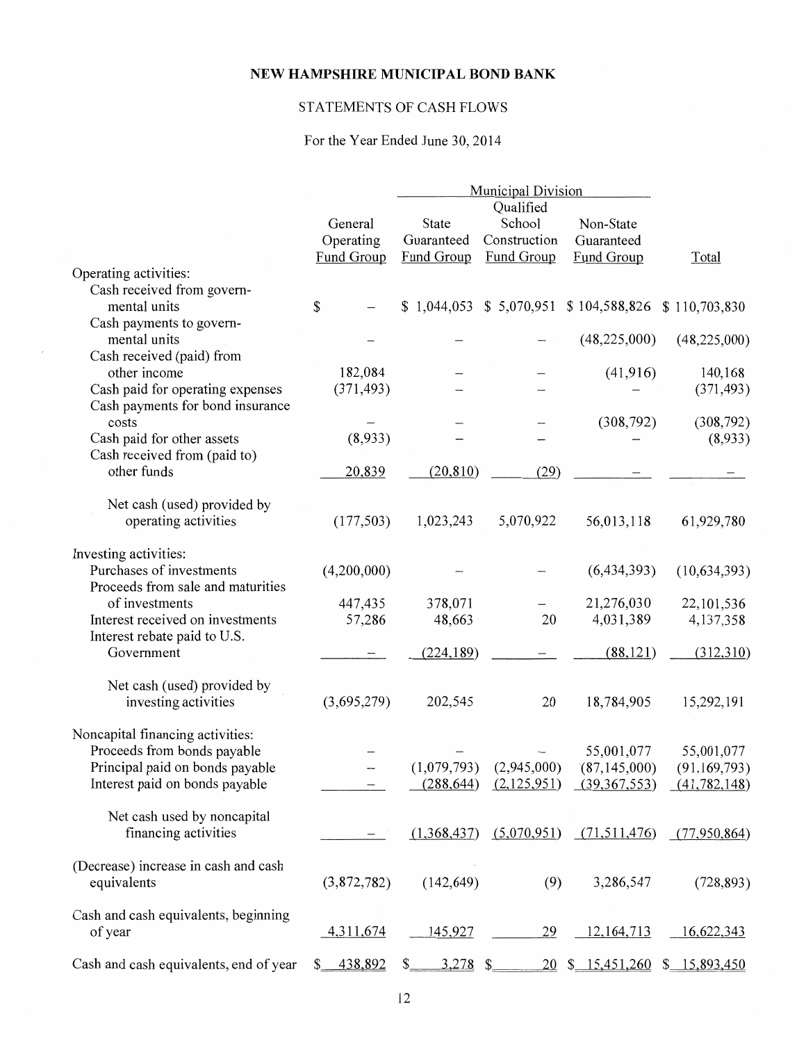# NEW HAMPSHIRE MUNICIPAL BOND BANK

## STATEMENTS OF CASH FLOWS

For the Year Ended June 30, 2014

| | | Municipal Division | | | |
|---|---|---|---|---|---|
| | General Operating Fund Group | State Guaranteed Fund Group | Qualified School Construction Fund Group | Non-State Guaranteed Fund Group | Total |
| **Operating activities:** | | | | | |
| Cash received from governmental units | $ – | $ 1,044,053 | $ 5,070,951 | $ 104,588,826 | $ 110,703,830 |
| Cash payments to governmental units | – | – | – | (48,225,000) | (48,225,000) |
| Cash received (paid) from other income | 182,084 | – | – | (41,916) | 140,168 |
| Cash paid for operating expenses | (371,493) | – | – | – | (371,493) |
| Cash payments for bond insurance costs | – | – | – | (308,792) | (308,792) |
| Cash paid for other assets | (8,933) | – | – | – | (8,933) |
| Cash received from (paid to) other funds | 20,839 | (20,810) | (29) | – | – |
| Net cash (used) provided by operating activities | (177,503) | 1,023,243 | 5,070,922 | 56,013,118 | 61,929,780 |
| **Investing activities:** | | | | | |
| Purchases of investments | (4,200,000) | – | – | (6,434,393) | (10,634,393) |
| Proceeds from sale and maturities of investments | 447,435 | 378,071 | – | 21,276,030 | 22,101,536 |
| Interest received on investments | 57,286 | 48,663 | 20 | 4,031,389 | 4,137,358 |
| Interest rebate paid to U.S. Government | – | (224,189) | – | (88,121) | (312,310) |
| Net cash (used) provided by investing activities | (3,695,279) | 202,545 | 20 | 18,784,905 | 15,292,191 |
| **Noncapital financing activities:** | | | | | |
| Proceeds from bonds payable | – | – | – | 55,001,077 | 55,001,077 |
| Principal paid on bonds payable | – | (1,079,793) | (2,945,000) | (87,145,000) | (91,169,793) |
| Interest paid on bonds payable | – | (288,644) | (2,125,951) | (39,367,553) | (41,782,148) |
| Net cash used by noncapital financing activities | – | (1,368,437) | (5,070,951) | (71,511,476) | (77,950,864) |
| (Decrease) increase in cash and cash equivalents | (3,872,782) | (142,649) | (9) | 3,286,547 | (728,893) |
| Cash and cash equivalents, beginning of year | 4,311,674 | 145,927 | 29 | 12,164,713 | 16,622,343 |
| Cash and cash equivalents, end of year | $ 438,892 | $ 3,278 | $ 20 | $ 15,451,260 | $ 15,893,450 |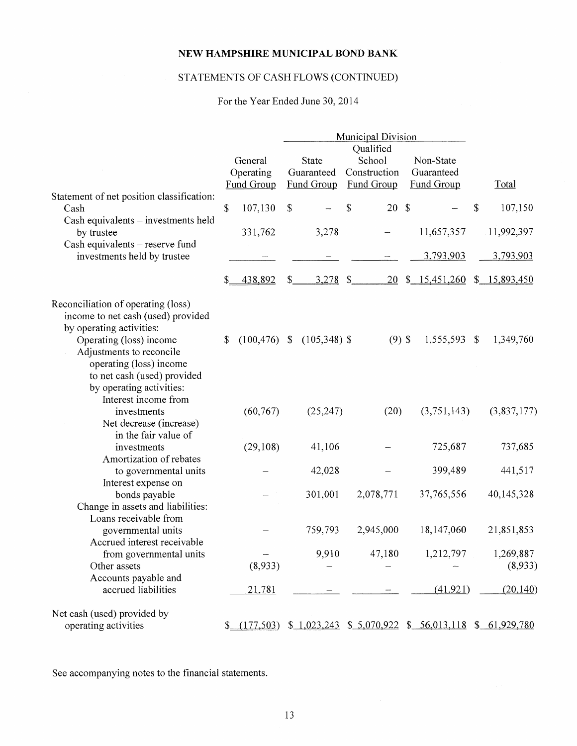# NEW HAMPSHIRE MUNICIPAL BOND BANK

## STATEMENTS OF CASH FLOWS (CONTINUED)

For the Year Ended June 30, 2014

| | General Operating Fund Group | Municipal Division State Guaranteed Fund Group | Municipal Division Qualified School Construction Fund Group | Municipal Division Non-State Guaranteed Fund Group | Total |
|---|---|---|---|---|---|
| **Statement of net position classification:** | | | | | |
| Cash | $ 107,130 | $ – | $ 20 | $ – | $ 107,150 |
| Cash equivalents – investments held by trustee | 331,762 | 3,278 | – | 11,657,357 | 11,992,397 |
| Cash equivalents – reserve fund investments held by trustee | – | – | – | 3,793,903 | 3,793,903 |
| | $ 438,892 | $ 3,278 | $ 20 | $ 15,451,260 | $ 15,893,450 |
| **Reconciliation of operating (loss) income to net cash (used) provided by operating activities:** | | | | | |
| Operating (loss) income | $ (100,476) | $ (105,348) | $ (9) | $ 1,555,593 | $ 1,349,760 |
| Adjustments to reconcile operating (loss) income to net cash (used) provided by operating activities: | | | | | |
| Interest income from investments | (60,767) | (25,247) | (20) | (3,751,143) | (3,837,177) |
| Net decrease (increase) in the fair value of investments | (29,108) | 41,106 | – | 725,687 | 737,685 |
| Amortization of rebates to governmental units | – | 42,028 | – | 399,489 | 441,517 |
| Interest expense on bonds payable | – | 301,001 | 2,078,771 | 37,765,556 | 40,145,328 |
| Change in assets and liabilities: | | | | | |
| Loans receivable from governmental units | – | 759,793 | 2,945,000 | 18,147,060 | 21,851,853 |
| Accrued interest receivable from governmental units | – | 9,910 | 47,180 | 1,212,797 | 1,269,887 |
| Other assets | (8,933) | – | – | – | (8,933) |
| Accounts payable and accrued liabilities | 21,781 | – | – | (41,921) | (20,140) |
| **Net cash (used) provided by operating activities** | $ (177,503) | $ 1,023,243 | $ 5,070,922 | $ 56,013,118 | $ 61,929,780 |

See accompanying notes to the financial statements.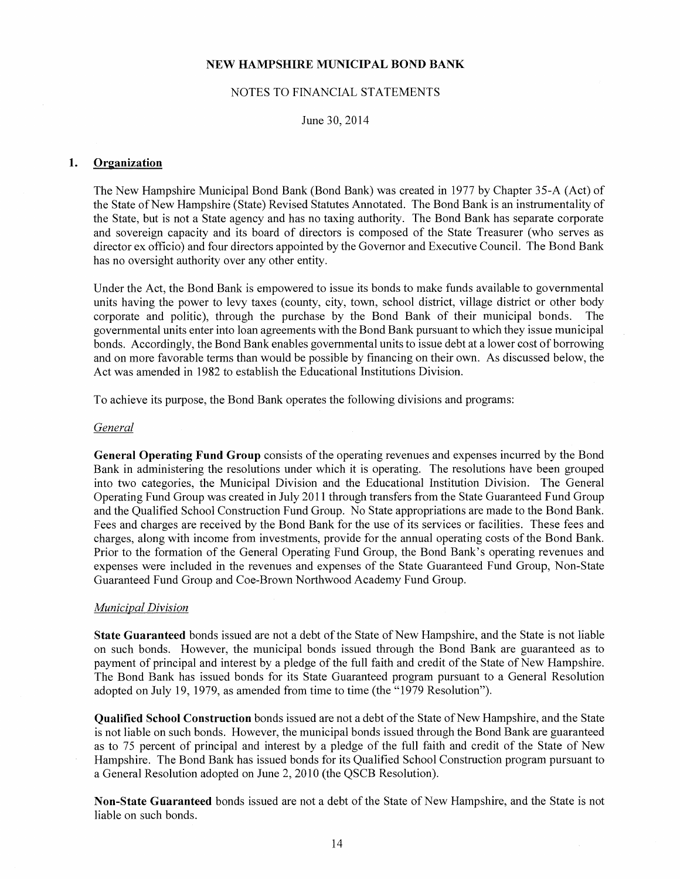**NEW HAMPSHIRE MUNICIPAL BOND BANK**

NOTES TO FINANCIAL STATEMENTS

June 30, 2014

## 1. Organization

The New Hampshire Municipal Bond Bank (Bond Bank) was created in 1977 by Chapter 35-A (Act) of the State of New Hampshire (State) Revised Statutes Annotated. The Bond Bank is an instrumentality of the State, but is not a State agency and has no taxing authority. The Bond Bank has separate corporate and sovereign capacity and its board of directors is composed of the State Treasurer (who serves as director ex officio) and four directors appointed by the Governor and Executive Council. The Bond Bank has no oversight authority over any other entity.

Under the Act, the Bond Bank is empowered to issue its bonds to make funds available to governmental units having the power to levy taxes (county, city, town, school district, village district or other body corporate and politic), through the purchase by the Bond Bank of their municipal bonds. The governmental units enter into loan agreements with the Bond Bank pursuant to which they issue municipal bonds. Accordingly, the Bond Bank enables governmental units to issue debt at a lower cost of borrowing and on more favorable terms than would be possible by financing on their own. As discussed below, the Act was amended in 1982 to establish the Educational Institutions Division.

To achieve its purpose, the Bond Bank operates the following divisions and programs:

*General*

**General Operating Fund Group** consists of the operating revenues and expenses incurred by the Bond Bank in administering the resolutions under which it is operating. The resolutions have been grouped into two categories, the Municipal Division and the Educational Institution Division. The General Operating Fund Group was created in July 2011 through transfers from the State Guaranteed Fund Group and the Qualified School Construction Fund Group. No State appropriations are made to the Bond Bank. Fees and charges are received by the Bond Bank for the use of its services or facilities. These fees and charges, along with income from investments, provide for the annual operating costs of the Bond Bank. Prior to the formation of the General Operating Fund Group, the Bond Bank's operating revenues and expenses were included in the revenues and expenses of the State Guaranteed Fund Group, Non-State Guaranteed Fund Group and Coe-Brown Northwood Academy Fund Group.

*Municipal Division*

**State Guaranteed** bonds issued are not a debt of the State of New Hampshire, and the State is not liable on such bonds. However, the municipal bonds issued through the Bond Bank are guaranteed as to payment of principal and interest by a pledge of the full faith and credit of the State of New Hampshire. The Bond Bank has issued bonds for its State Guaranteed program pursuant to a General Resolution adopted on July 19, 1979, as amended from time to time (the "1979 Resolution").

**Qualified School Construction** bonds issued are not a debt of the State of New Hampshire, and the State is not liable on such bonds. However, the municipal bonds issued through the Bond Bank are guaranteed as to 75 percent of principal and interest by a pledge of the full faith and credit of the State of New Hampshire. The Bond Bank has issued bonds for its Qualified School Construction program pursuant to a General Resolution adopted on June 2, 2010 (the QSCB Resolution).

**Non-State Guaranteed** bonds issued are not a debt of the State of New Hampshire, and the State is not liable on such bonds.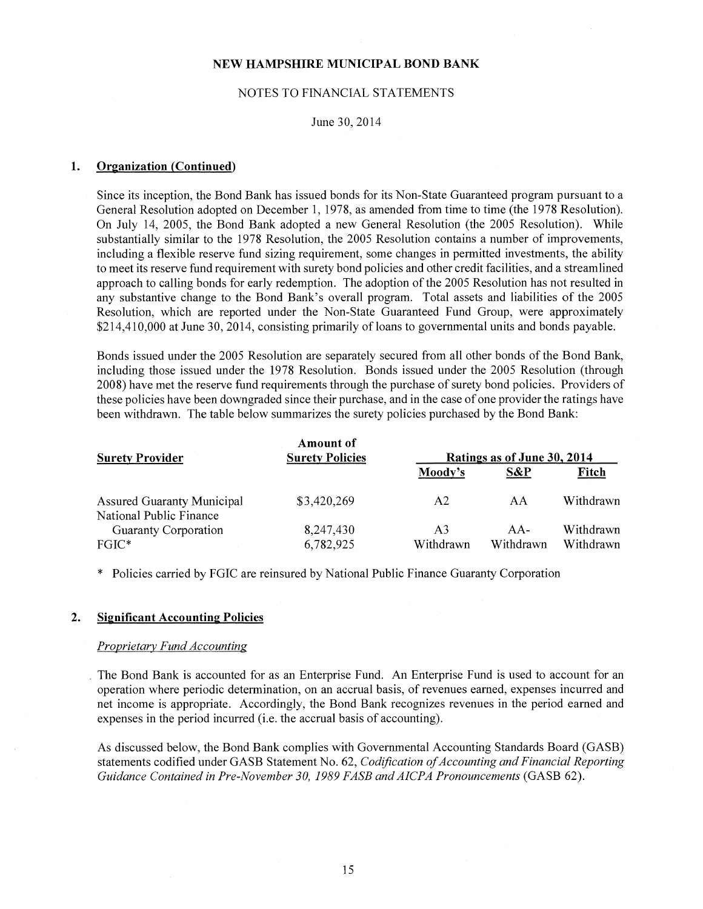# NEW HAMPSHIRE MUNICIPAL BOND BANK

NOTES TO FINANCIAL STATEMENTS

June 30, 2014

## 1. Organization (Continued)

Since its inception, the Bond Bank has issued bonds for its Non-State Guaranteed program pursuant to a General Resolution adopted on December 1, 1978, as amended from time to time (the 1978 Resolution). On July 14, 2005, the Bond Bank adopted a new General Resolution (the 2005 Resolution). While substantially similar to the 1978 Resolution, the 2005 Resolution contains a number of improvements, including a flexible reserve fund sizing requirement, some changes in permitted investments, the ability to meet its reserve fund requirement with surety bond policies and other credit facilities, and a streamlined approach to calling bonds for early redemption. The adoption of the 2005 Resolution has not resulted in any substantive change to the Bond Bank's overall program. Total assets and liabilities of the 2005 Resolution, which are reported under the Non-State Guaranteed Fund Group, were approximately $214,410,000 at June 30, 2014, consisting primarily of loans to governmental units and bonds payable.

Bonds issued under the 2005 Resolution are separately secured from all other bonds of the Bond Bank, including those issued under the 1978 Resolution. Bonds issued under the 2005 Resolution (through 2008) have met the reserve fund requirements through the purchase of surety bond policies. Providers of these policies have been downgraded since their purchase, and in the case of one provider the ratings have been withdrawn. The table below summarizes the surety policies purchased by the Bond Bank:

| Surety Provider | Amount of Surety Policies | Ratings as of June 30, 2014 | | |
|---|---|---|---|---|
| | | Moody's | S&P | Fitch |
| Assured Guaranty Municipal | $3,420,269 | A2 | AA | Withdrawn |
| National Public Finance Guaranty Corporation | 8,247,430 | A3 | AA- | Withdrawn |
| FGIC* | 6,782,925 | Withdrawn | Withdrawn | Withdrawn |

\* Policies carried by FGIC are reinsured by National Public Finance Guaranty Corporation

## 2. Significant Accounting Policies

*Proprietary Fund Accounting*

The Bond Bank is accounted for as an Enterprise Fund. An Enterprise Fund is used to account for an operation where periodic determination, on an accrual basis, of revenues earned, expenses incurred and net income is appropriate. Accordingly, the Bond Bank recognizes revenues in the period earned and expenses in the period incurred (i.e. the accrual basis of accounting).

As discussed below, the Bond Bank complies with Governmental Accounting Standards Board (GASB) statements codified under GASB Statement No. 62, *Codification of Accounting and Financial Reporting Guidance Contained in Pre-November 30, 1989 FASB and AICPA Pronouncements* (GASB 62).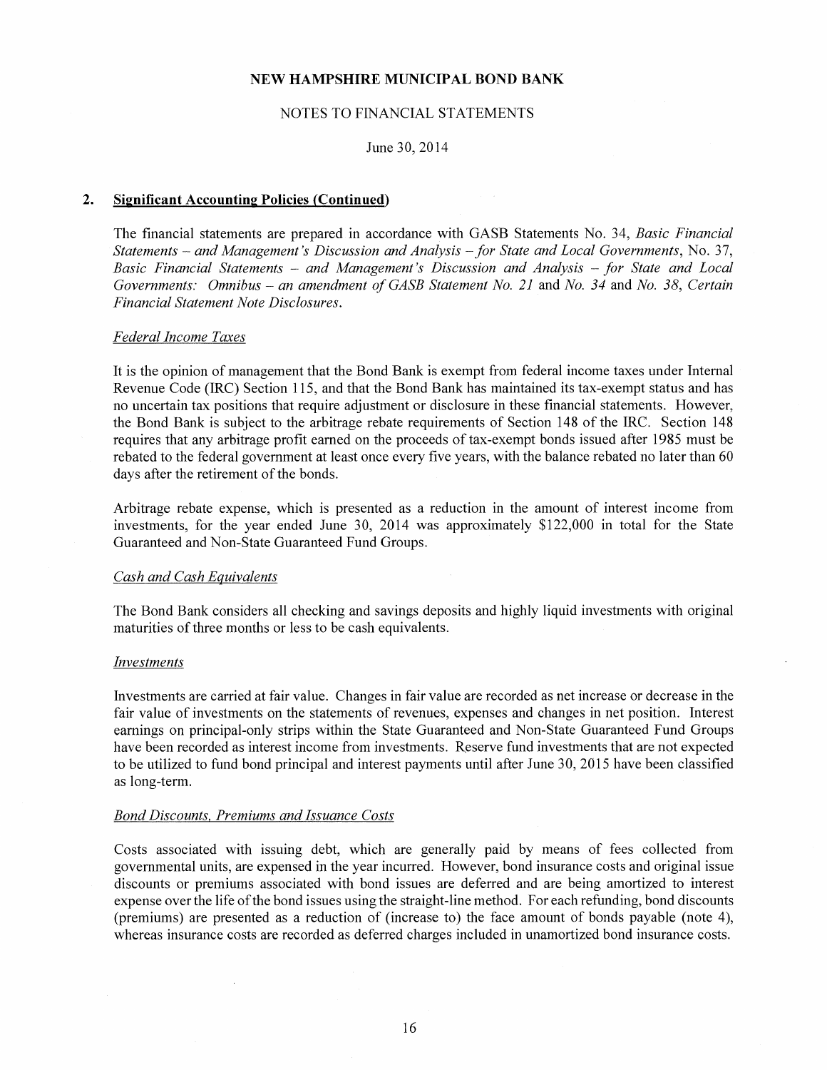**NEW HAMPSHIRE MUNICIPAL BOND BANK**

NOTES TO FINANCIAL STATEMENTS

June 30, 2014

## 2. Significant Accounting Policies (Continued)

The financial statements are prepared in accordance with GASB Statements No. 34, *Basic Financial Statements – and Management's Discussion and Analysis – for State and Local Governments*, No. 37, *Basic Financial Statements – and Management's Discussion and Analysis – for State and Local Governments: Omnibus – an amendment of GASB Statement No. 21* and *No. 34* and *No. 38*, *Certain Financial Statement Note Disclosures*.

### *Federal Income Taxes*

It is the opinion of management that the Bond Bank is exempt from federal income taxes under Internal Revenue Code (IRC) Section 115, and that the Bond Bank has maintained its tax-exempt status and has no uncertain tax positions that require adjustment or disclosure in these financial statements. However, the Bond Bank is subject to the arbitrage rebate requirements of Section 148 of the IRC. Section 148 requires that any arbitrage profit earned on the proceeds of tax-exempt bonds issued after 1985 must be rebated to the federal government at least once every five years, with the balance rebated no later than 60 days after the retirement of the bonds.

Arbitrage rebate expense, which is presented as a reduction in the amount of interest income from investments, for the year ended June 30, 2014 was approximately $122,000 in total for the State Guaranteed and Non-State Guaranteed Fund Groups.

### *Cash and Cash Equivalents*

The Bond Bank considers all checking and savings deposits and highly liquid investments with original maturities of three months or less to be cash equivalents.

### *Investments*

Investments are carried at fair value. Changes in fair value are recorded as net increase or decrease in the fair value of investments on the statements of revenues, expenses and changes in net position. Interest earnings on principal-only strips within the State Guaranteed and Non-State Guaranteed Fund Groups have been recorded as interest income from investments. Reserve fund investments that are not expected to be utilized to fund bond principal and interest payments until after June 30, 2015 have been classified as long-term.

### *Bond Discounts, Premiums and Issuance Costs*

Costs associated with issuing debt, which are generally paid by means of fees collected from governmental units, are expensed in the year incurred. However, bond insurance costs and original issue discounts or premiums associated with bond issues are deferred and are being amortized to interest expense over the life of the bond issues using the straight-line method. For each refunding, bond discounts (premiums) are presented as a reduction of (increase to) the face amount of bonds payable (note 4), whereas insurance costs are recorded as deferred charges included in unamortized bond insurance costs.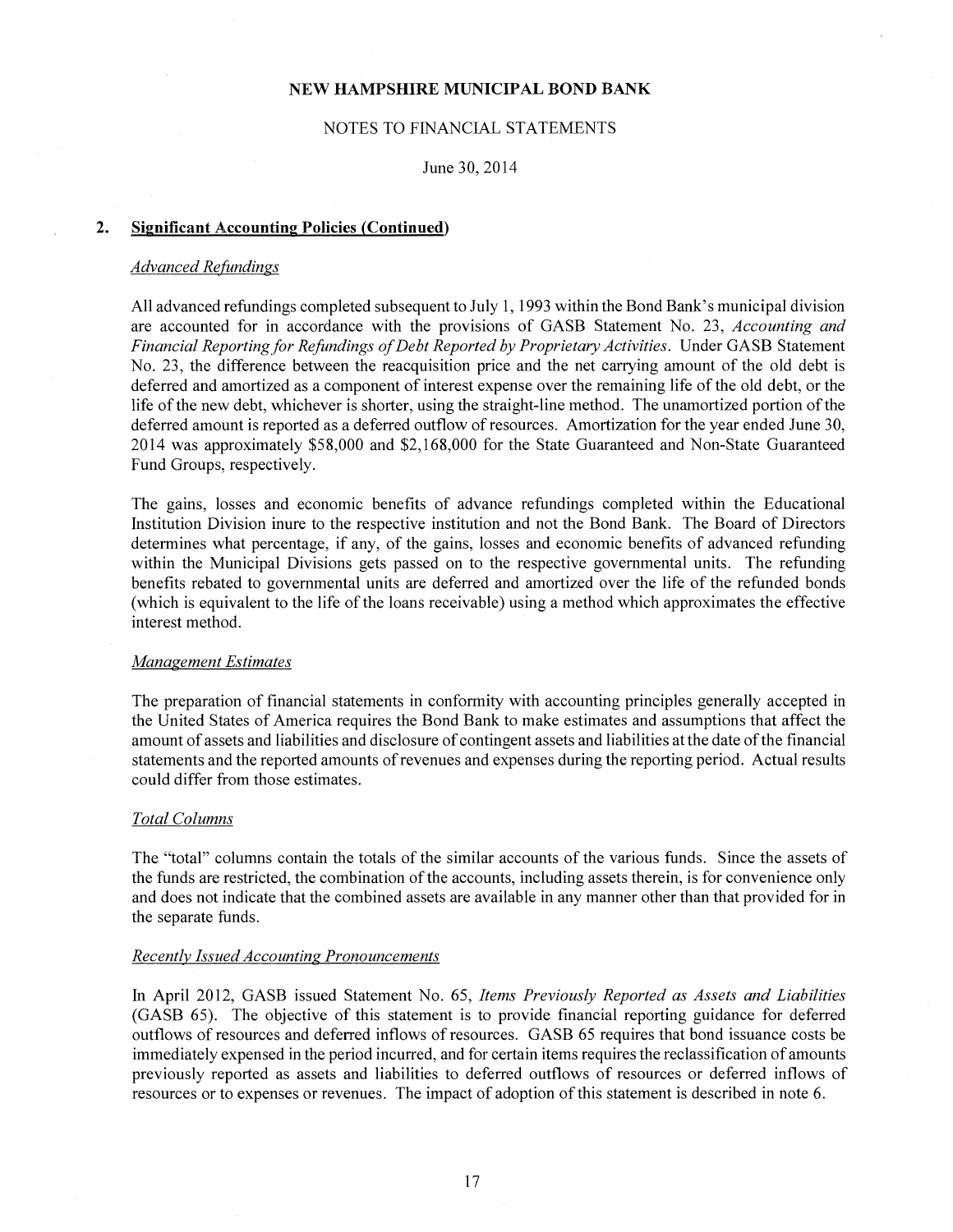## 2. Significant Accounting Policies (Continued)

### *Advanced Refundings*

All advanced refundings completed subsequent to July 1, 1993 within the Bond Bank's municipal division are accounted for in accordance with the provisions of GASB Statement No. 23, *Accounting and Financial Reporting for Refundings of Debt Reported by Proprietary Activities*. Under GASB Statement No. 23, the difference between the reacquisition price and the net carrying amount of the old debt is deferred and amortized as a component of interest expense over the remaining life of the old debt, or the life of the new debt, whichever is shorter, using the straight-line method. The unamortized portion of the deferred amount is reported as a deferred outflow of resources. Amortization for the year ended June 30, 2014 was approximately $58,000 and $2,168,000 for the State Guaranteed and Non-State Guaranteed Fund Groups, respectively.

The gains, losses and economic benefits of advance refundings completed within the Educational Institution Division inure to the respective institution and not the Bond Bank. The Board of Directors determines what percentage, if any, of the gains, losses and economic benefits of advanced refunding within the Municipal Divisions gets passed on to the respective governmental units. The refunding benefits rebated to governmental units are deferred and amortized over the life of the refunded bonds (which is equivalent to the life of the loans receivable) using a method which approximates the effective interest method.

### *Management Estimates*

The preparation of financial statements in conformity with accounting principles generally accepted in the United States of America requires the Bond Bank to make estimates and assumptions that affect the amount of assets and liabilities and disclosure of contingent assets and liabilities at the date of the financial statements and the reported amounts of revenues and expenses during the reporting period. Actual results could differ from those estimates.

### *Total Columns*

The "total" columns contain the totals of the similar accounts of the various funds. Since the assets of the funds are restricted, the combination of the accounts, including assets therein, is for convenience only and does not indicate that the combined assets are available in any manner other than that provided for in the separate funds.

### *Recently Issued Accounting Pronouncements*

In April 2012, GASB issued Statement No. 65, *Items Previously Reported as Assets and Liabilities* (GASB 65). The objective of this statement is to provide financial reporting guidance for deferred outflows of resources and deferred inflows of resources. GASB 65 requires that bond issuance costs be immediately expensed in the period incurred, and for certain items requires the reclassification of amounts previously reported as assets and liabilities to deferred outflows of resources or deferred inflows of resources or to expenses or revenues. The impact of adoption of this statement is described in note 6.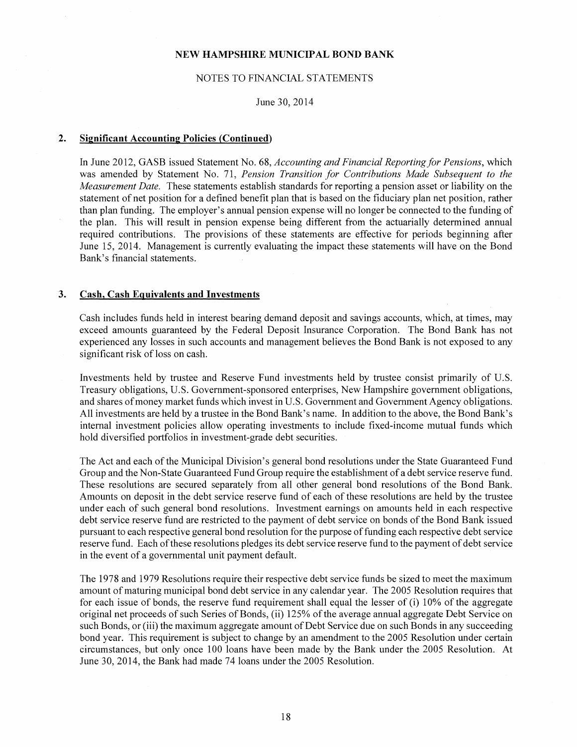## 2. Significant Accounting Policies (Continued)

In June 2012, GASB issued Statement No. 68, *Accounting and Financial Reporting for Pensions*, which was amended by Statement No. 71, *Pension Transition for Contributions Made Subsequent to the Measurement Date*. These statements establish standards for reporting a pension asset or liability on the statement of net position for a defined benefit plan that is based on the fiduciary plan net position, rather than plan funding. The employer's annual pension expense will no longer be connected to the funding of the plan. This will result in pension expense being different from the actuarially determined annual required contributions. The provisions of these statements are effective for periods beginning after June 15, 2014. Management is currently evaluating the impact these statements will have on the Bond Bank's financial statements.

## 3. Cash, Cash Equivalents and Investments

Cash includes funds held in interest bearing demand deposit and savings accounts, which, at times, may exceed amounts guaranteed by the Federal Deposit Insurance Corporation. The Bond Bank has not experienced any losses in such accounts and management believes the Bond Bank is not exposed to any significant risk of loss on cash.

Investments held by trustee and Reserve Fund investments held by trustee consist primarily of U.S. Treasury obligations, U.S. Government-sponsored enterprises, New Hampshire government obligations, and shares of money market funds which invest in U.S. Government and Government Agency obligations. All investments are held by a trustee in the Bond Bank's name. In addition to the above, the Bond Bank's internal investment policies allow operating investments to include fixed-income mutual funds which hold diversified portfolios in investment-grade debt securities.

The Act and each of the Municipal Division's general bond resolutions under the State Guaranteed Fund Group and the Non-State Guaranteed Fund Group require the establishment of a debt service reserve fund. These resolutions are secured separately from all other general bond resolutions of the Bond Bank. Amounts on deposit in the debt service reserve fund of each of these resolutions are held by the trustee under each of such general bond resolutions. Investment earnings on amounts held in each respective debt service reserve fund are restricted to the payment of debt service on bonds of the Bond Bank issued pursuant to each respective general bond resolution for the purpose of funding each respective debt service reserve fund. Each of these resolutions pledges its debt service reserve fund to the payment of debt service in the event of a governmental unit payment default.

The 1978 and 1979 Resolutions require their respective debt service funds be sized to meet the maximum amount of maturing municipal bond debt service in any calendar year. The 2005 Resolution requires that for each issue of bonds, the reserve fund requirement shall equal the lesser of (i) 10% of the aggregate original net proceeds of such Series of Bonds, (ii) 125% of the average annual aggregate Debt Service on such Bonds, or (iii) the maximum aggregate amount of Debt Service due on such Bonds in any succeeding bond year. This requirement is subject to change by an amendment to the 2005 Resolution under certain circumstances, but only once 100 loans have been made by the Bank under the 2005 Resolution. At June 30, 2014, the Bank had made 74 loans under the 2005 Resolution.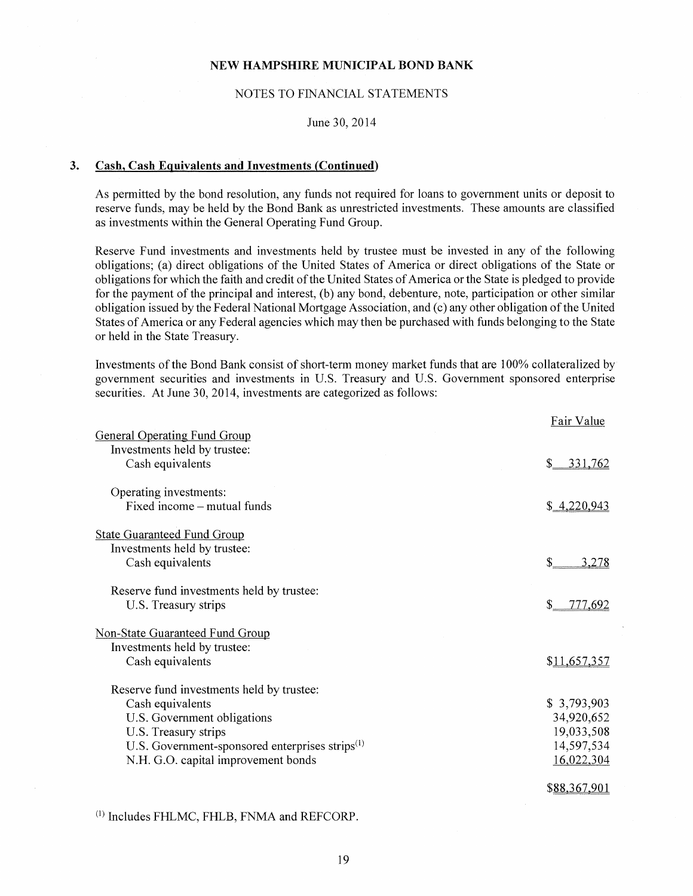## 3. Cash, Cash Equivalents and Investments (Continued)

As permitted by the bond resolution, any funds not required for loans to government units or deposit to reserve funds, may be held by the Bond Bank as unrestricted investments. These amounts are classified as investments within the General Operating Fund Group.

Reserve Fund investments and investments held by trustee must be invested in any of the following obligations; (a) direct obligations of the United States of America or direct obligations of the State or obligations for which the faith and credit of the United States of America or the State is pledged to provide for the payment of the principal and interest, (b) any bond, debenture, note, participation or other similar obligation issued by the Federal National Mortgage Association, and (c) any other obligation of the United States of America or any Federal agencies which may then be purchased with funds belonging to the State or held in the State Treasury.

Investments of the Bond Bank consist of short-term money market funds that are 100% collateralized by government securities and investments in U.S. Treasury and U.S. Government sponsored enterprise securities. At June 30, 2014, investments are categorized as follows:

| | Fair Value |
|---|---|
| General Operating Fund Group | |
| Investments held by trustee: | |
| Cash equivalents | $ 331,762 |
| Operating investments: | |
| Fixed income – mutual funds | $ 4,220,943 |
| State Guaranteed Fund Group | |
| Investments held by trustee: | |
| Cash equivalents | $ 3,278 |
| Reserve fund investments held by trustee: | |
| U.S. Treasury strips | $ 777,692 |
| Non-State Guaranteed Fund Group | |
| Investments held by trustee: | |
| Cash equivalents | $11,657,357 |
| Reserve fund investments held by trustee: | |
| Cash equivalents | $ 3,793,903 |
| U.S. Government obligations | 34,920,652 |
| U.S. Treasury strips | 19,033,508 |
| U.S. Government-sponsored enterprises strips[1] | 14,597,534 |
| N.H. G.O. capital improvement bonds | 16,022,304 |
| | $88,367,901 |

[1] Includes FHLMC, FHLB, FNMA and REFCORP.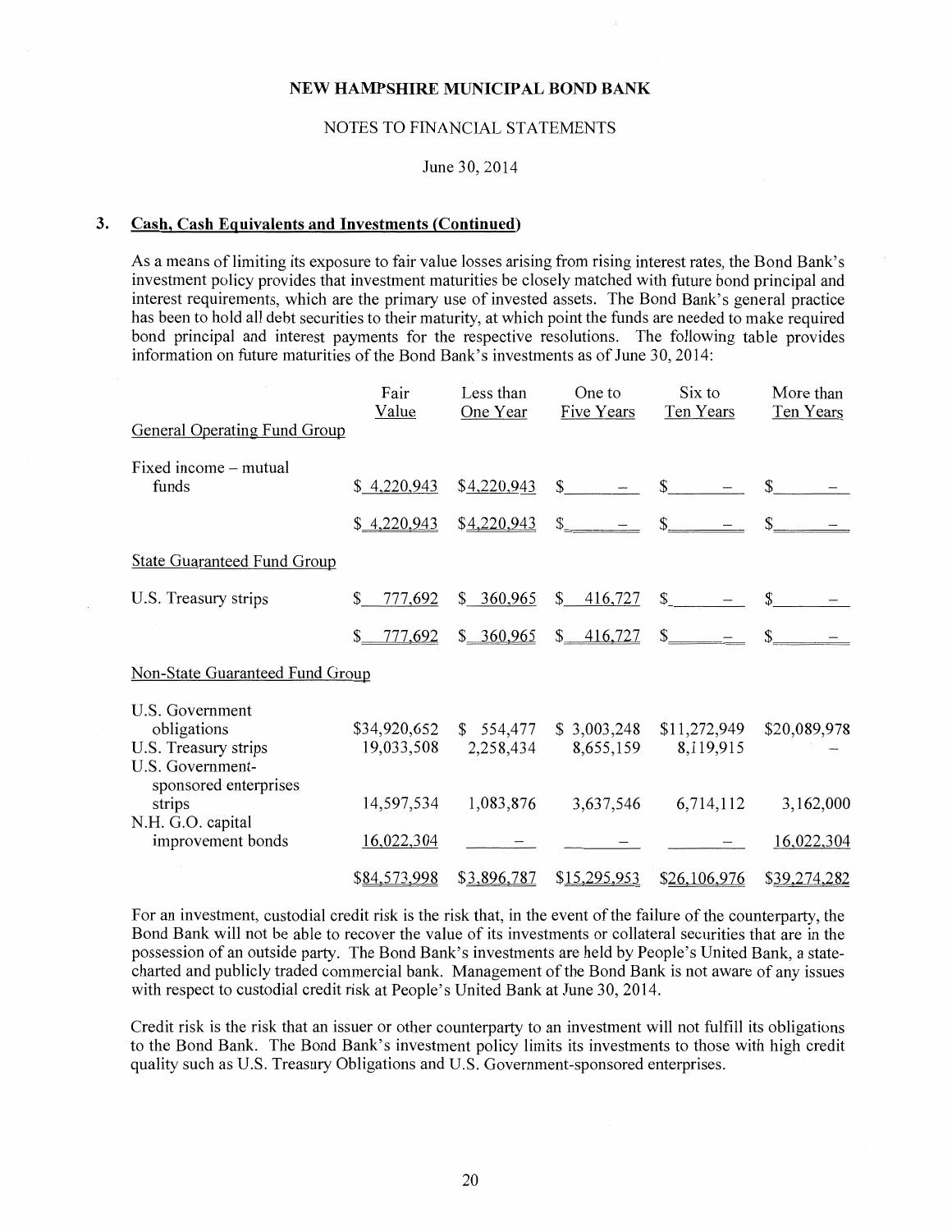### 3. Cash, Cash Equivalents and Investments (Continued)

As a means of limiting its exposure to fair value losses arising from rising interest rates, the Bond Bank's investment policy provides that investment maturities be closely matched with future bond principal and interest requirements, which are the primary use of invested assets. The Bond Bank's general practice has been to hold all debt securities to their maturity, at which point the funds are needed to make required bond principal and interest payments for the respective resolutions. The following table provides information on future maturities of the Bond Bank's investments as of June 30, 2014:

| | Fair Value | Less than One Year | One to Five Years | Six to Ten Years | More than Ten Years |
|---|---|---|---|---|---|
| General Operating Fund Group | | | | | |
| Fixed income – mutual funds | $ 4,220,943 | $4,220,943 | $ – | $ – | $ – |
| | $ 4,220,943 | $4,220,943 | $ – | $ – | $ – |
| State Guaranteed Fund Group | | | | | |
| U.S. Treasury strips | $ 777,692 | $ 360,965 | $ 416,727 | $ – | $ – |
| | $ 777,692 | $ 360,965 | $ 416,727 | $ – | $ – |
| Non-State Guaranteed Fund Group | | | | | |
| U.S. Government obligations | $34,920,652 | $ 554,477 | $ 3,003,248 | $11,272,949 | $20,089,978 |
| U.S. Treasury strips | 19,033,508 | 2,258,434 | 8,655,159 | 8,119,915 | – |
| U.S. Government-sponsored enterprises strips | 14,597,534 | 1,083,876 | 3,637,546 | 6,714,112 | 3,162,000 |
| N.H. G.O. capital improvement bonds | 16,022,304 | – | – | – | 16,022,304 |
| | $84,573,998 | $3,896,787 | $15,295,953 | $26,106,976 | $39,274,282 |

For an investment, custodial credit risk is the risk that, in the event of the failure of the counterparty, the Bond Bank will not be able to recover the value of its investments or collateral securities that are in the possession of an outside party. The Bond Bank's investments are held by People's United Bank, a state-charted and publicly traded commercial bank. Management of the Bond Bank is not aware of any issues with respect to custodial credit risk at People's United Bank at June 30, 2014.

Credit risk is the risk that an issuer or other counterparty to an investment will not fulfill its obligations to the Bond Bank. The Bond Bank's investment policy limits its investments to those with high credit quality such as U.S. Treasury Obligations and U.S. Government-sponsored enterprises.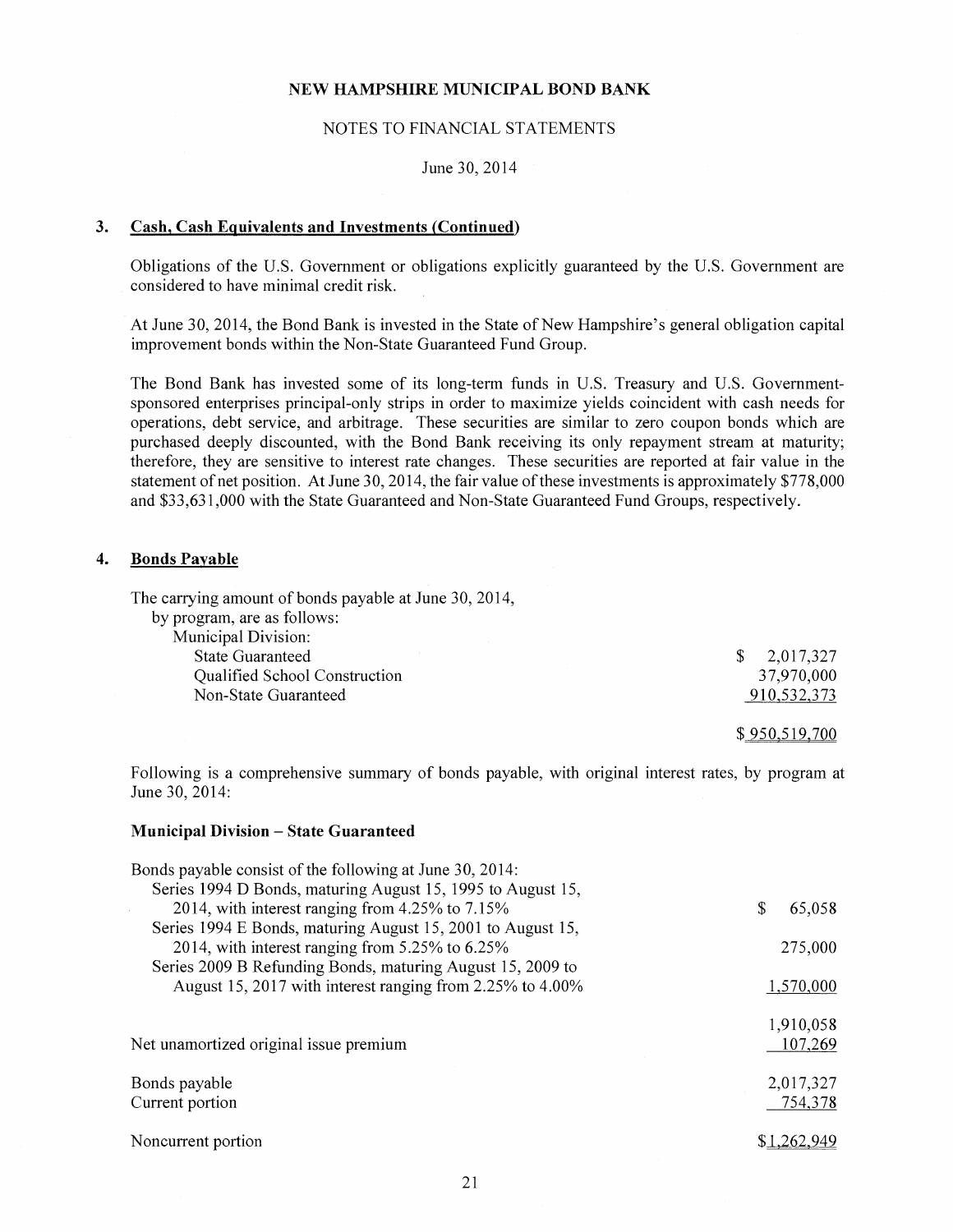**NEW HAMPSHIRE MUNICIPAL BOND BANK**

NOTES TO FINANCIAL STATEMENTS

June 30, 2014

## 3. Cash, Cash Equivalents and Investments (Continued)

Obligations of the U.S. Government or obligations explicitly guaranteed by the U.S. Government are considered to have minimal credit risk.

At June 30, 2014, the Bond Bank is invested in the State of New Hampshire's general obligation capital improvement bonds within the Non-State Guaranteed Fund Group.

The Bond Bank has invested some of its long-term funds in U.S. Treasury and U.S. Government-sponsored enterprises principal-only strips in order to maximize yields coincident with cash needs for operations, debt service, and arbitrage. These securities are similar to zero coupon bonds which are purchased deeply discounted, with the Bond Bank receiving its only repayment stream at maturity; therefore, they are sensitive to interest rate changes. These securities are reported at fair value in the statement of net position. At June 30, 2014, the fair value of these investments is approximately $778,000 and $33,631,000 with the State Guaranteed and Non-State Guaranteed Fund Groups, respectively.

## 4. Bonds Payable

The carrying amount of bonds payable at June 30, 2014, by program, are as follows:

| | |
|---|---|
| Municipal Division: | |
| State Guaranteed | $ 2,017,327 |
| Qualified School Construction | 37,970,000 |
| Non-State Guaranteed | 910,532,373 |
| | $ 950,519,700 |

Following is a comprehensive summary of bonds payable, with original interest rates, by program at June 30, 2014:

**Municipal Division – State Guaranteed**

| | |
|---|---|
| Bonds payable consist of the following at June 30, 2014: | |
| Series 1994 D Bonds, maturing August 15, 1995 to August 15, 2014, with interest ranging from 4.25% to 7.15% | $ 65,058 |
| Series 1994 E Bonds, maturing August 15, 2001 to August 15, 2014, with interest ranging from 5.25% to 6.25% | 275,000 |
| Series 2009 B Refunding Bonds, maturing August 15, 2009 to August 15, 2017 with interest ranging from 2.25% to 4.00% | 1,570,000 |
| | 1,910,058 |
| Net unamortized original issue premium | 107,269 |
| Bonds payable | 2,017,327 |
| Current portion | 754,378 |
| Noncurrent portion | $ 1,262,949 |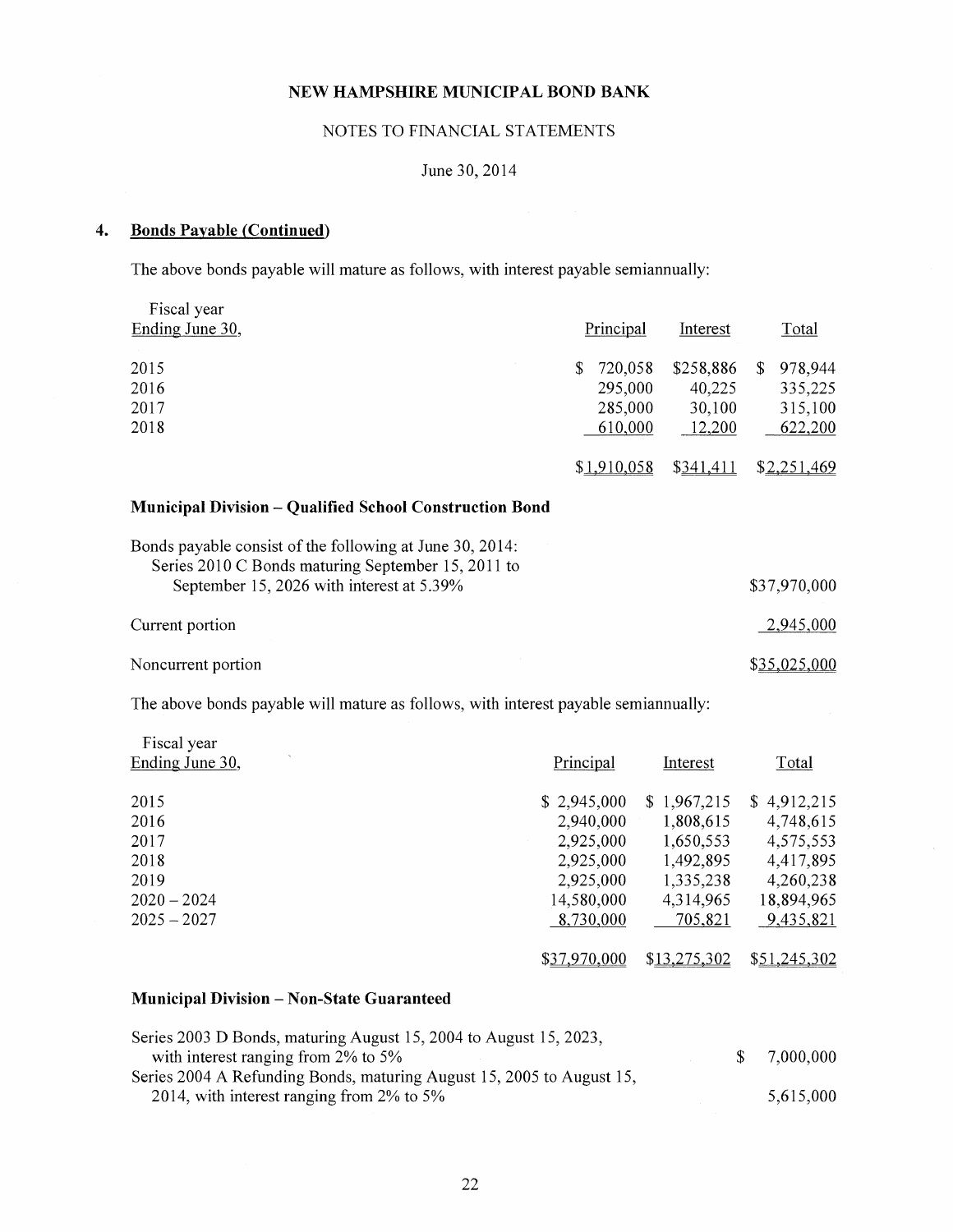## 4. Bonds Payable (Continued)

The above bonds payable will mature as follows, with interest payable semiannually:

| Fiscal year Ending June 30, | Principal | Interest | Total |
|---|---|---|---|
| 2015 | $ 720,058 | $258,886 | $ 978,944 |
| 2016 | 295,000 | 40,225 | 335,225 |
| 2017 | 285,000 | 30,100 | 315,100 |
| 2018 | 610,000 | 12,200 | 622,200 |
| | $1,910,058 | $341,411 | $2,251,469 |

### Municipal Division – Qualified School Construction Bond

| | |
|---|---|
| Bonds payable consist of the following at June 30, 2014: | |
| Series 2010 C Bonds maturing September 15, 2011 to September 15, 2026 with interest at 5.39% | $37,970,000 |
| Current portion | 2,945,000 |
| Noncurrent portion | $35,025,000 |

The above bonds payable will mature as follows, with interest payable semiannually:

| Fiscal year Ending June 30, | Principal | Interest | Total |
|---|---|---|---|
| 2015 | $ 2,945,000 | $ 1,967,215 | $ 4,912,215 |
| 2016 | 2,940,000 | 1,808,615 | 4,748,615 |
| 2017 | 2,925,000 | 1,650,553 | 4,575,553 |
| 2018 | 2,925,000 | 1,492,895 | 4,417,895 |
| 2019 | 2,925,000 | 1,335,238 | 4,260,238 |
| 2020 – 2024 | 14,580,000 | 4,314,965 | 18,894,965 |
| 2025 – 2027 | 8,730,000 | 705,821 | 9,435,821 |
| | $37,970,000 | $13,275,302 | $51,245,302 |

### Municipal Division – Non-State Guaranteed

| | |
|---|---|
| Series 2003 D Bonds, maturing August 15, 2004 to August 15, 2023, with interest ranging from 2% to 5% | $ 7,000,000 |
| Series 2004 A Refunding Bonds, maturing August 15, 2005 to August 15, 2014, with interest ranging from 2% to 5% | 5,615,000 |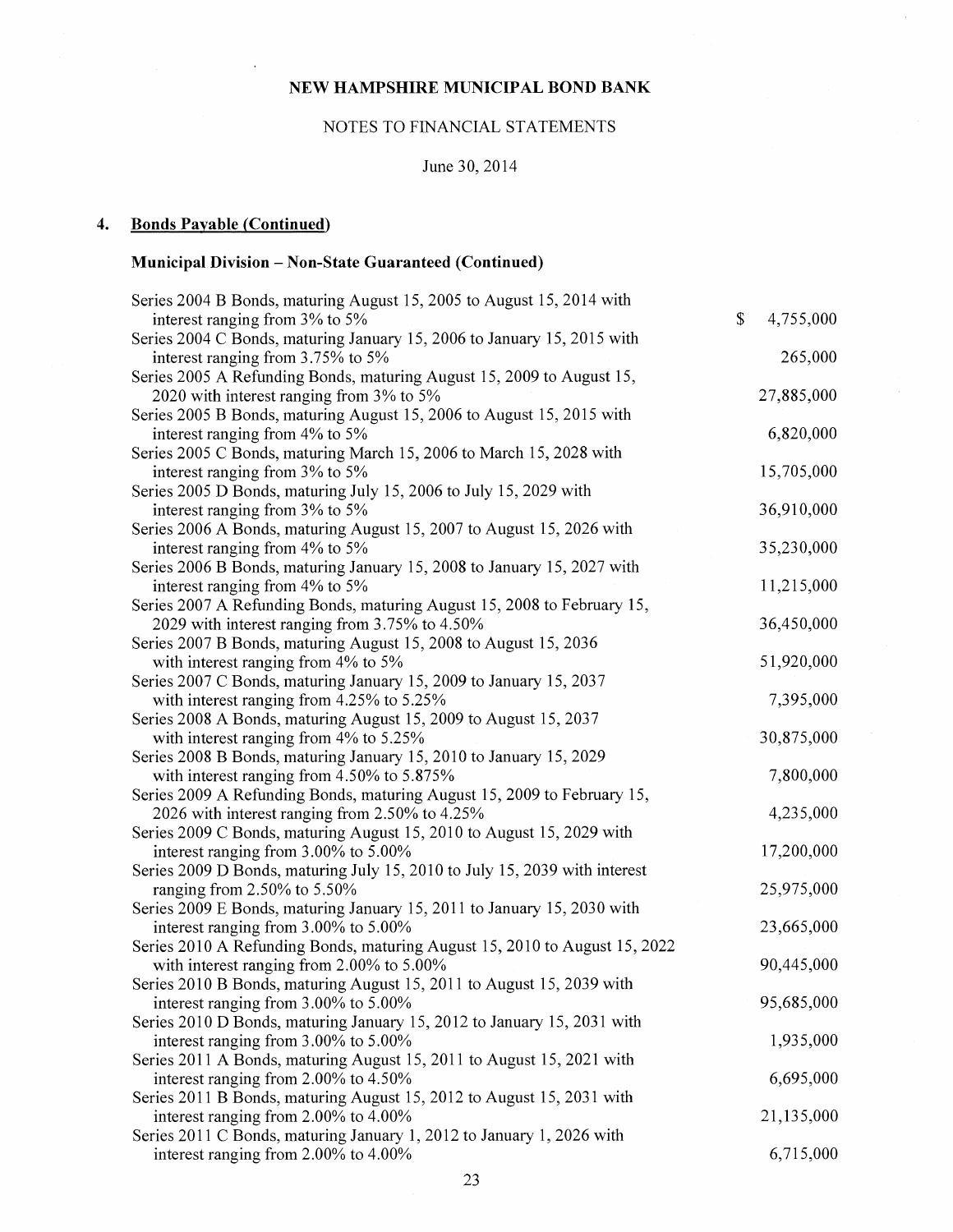NEW HAMPSHIRE MUNICIPAL BOND BANK

NOTES TO FINANCIAL STATEMENTS

June 30, 2014

## 4. Bonds Payable (Continued)

### Municipal Division – Non-State Guaranteed (Continued)

| Description | Amount |
|---|---|
| Series 2004 B Bonds, maturing August 15, 2005 to August 15, 2014 with interest ranging from 3% to 5% | $ 4,755,000 |
| Series 2004 C Bonds, maturing January 15, 2006 to January 15, 2015 with interest ranging from 3.75% to 5% | 265,000 |
| Series 2005 A Refunding Bonds, maturing August 15, 2009 to August 15, 2020 with interest ranging from 3% to 5% | 27,885,000 |
| Series 2005 B Bonds, maturing August 15, 2006 to August 15, 2015 with interest ranging from 4% to 5% | 6,820,000 |
| Series 2005 C Bonds, maturing March 15, 2006 to March 15, 2028 with interest ranging from 3% to 5% | 15,705,000 |
| Series 2005 D Bonds, maturing July 15, 2006 to July 15, 2029 with interest ranging from 3% to 5% | 36,910,000 |
| Series 2006 A Bonds, maturing August 15, 2007 to August 15, 2026 with interest ranging from 4% to 5% | 35,230,000 |
| Series 2006 B Bonds, maturing January 15, 2008 to January 15, 2027 with interest ranging from 4% to 5% | 11,215,000 |
| Series 2007 A Refunding Bonds, maturing August 15, 2008 to February 15, 2029 with interest ranging from 3.75% to 4.50% | 36,450,000 |
| Series 2007 B Bonds, maturing August 15, 2008 to August 15, 2036 with interest ranging from 4% to 5% | 51,920,000 |
| Series 2007 C Bonds, maturing January 15, 2009 to January 15, 2037 with interest ranging from 4.25% to 5.25% | 7,395,000 |
| Series 2008 A Bonds, maturing August 15, 2009 to August 15, 2037 with interest ranging from 4% to 5.25% | 30,875,000 |
| Series 2008 B Bonds, maturing January 15, 2010 to January 15, 2029 with interest ranging from 4.50% to 5.875% | 7,800,000 |
| Series 2009 A Refunding Bonds, maturing August 15, 2009 to February 15, 2026 with interest ranging from 2.50% to 4.25% | 4,235,000 |
| Series 2009 C Bonds, maturing August 15, 2010 to August 15, 2029 with interest ranging from 3.00% to 5.00% | 17,200,000 |
| Series 2009 D Bonds, maturing July 15, 2010 to July 15, 2039 with interest ranging from 2.50% to 5.50% | 25,975,000 |
| Series 2009 E Bonds, maturing January 15, 2011 to January 15, 2030 with interest ranging from 3.00% to 5.00% | 23,665,000 |
| Series 2010 A Refunding Bonds, maturing August 15, 2010 to August 15, 2022 with interest ranging from 2.00% to 5.00% | 90,445,000 |
| Series 2010 B Bonds, maturing August 15, 2011 to August 15, 2039 with interest ranging from 3.00% to 5.00% | 95,685,000 |
| Series 2010 D Bonds, maturing January 15, 2012 to January 15, 2031 with interest ranging from 3.00% to 5.00% | 1,935,000 |
| Series 2011 A Bonds, maturing August 15, 2011 to August 15, 2021 with interest ranging from 2.00% to 4.50% | 6,695,000 |
| Series 2011 B Bonds, maturing August 15, 2012 to August 15, 2031 with interest ranging from 2.00% to 4.00% | 21,135,000 |
| Series 2011 C Bonds, maturing January 1, 2012 to January 1, 2026 with interest ranging from 2.00% to 4.00% | 6,715,000 |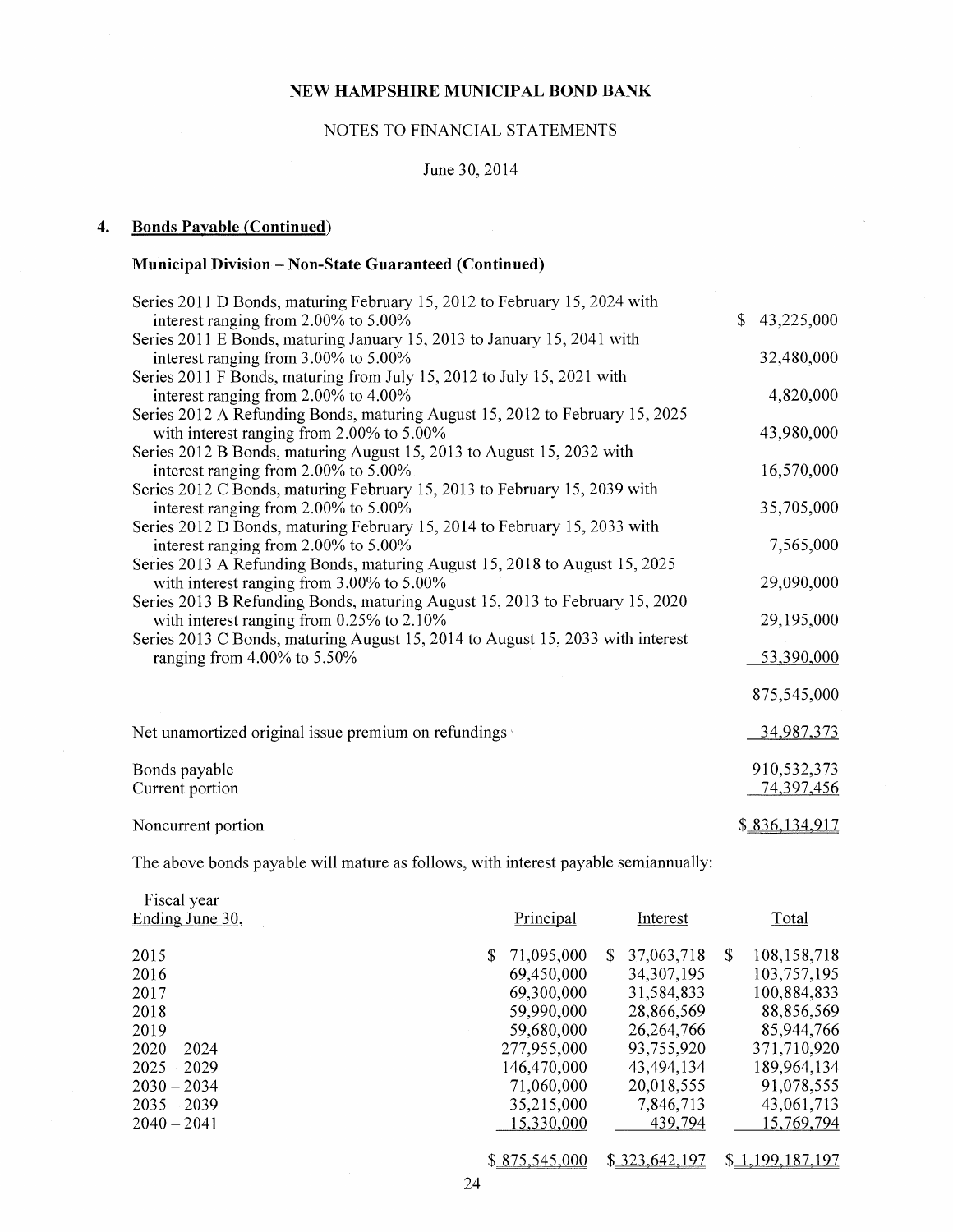**NEW HAMPSHIRE MUNICIPAL BOND BANK**

NOTES TO FINANCIAL STATEMENTS

June 30, 2014

## 4. Bonds Payable (Continued)

### Municipal Division – Non-State Guaranteed (Continued)

| | |
|---|---|
| Series 2011 D Bonds, maturing February 15, 2012 to February 15, 2024 with interest ranging from 2.00% to 5.00% | $ 43,225,000 |
| Series 2011 E Bonds, maturing January 15, 2013 to January 15, 2041 with interest ranging from 3.00% to 5.00% | 32,480,000 |
| Series 2011 F Bonds, maturing from July 15, 2012 to July 15, 2021 with interest ranging from 2.00% to 4.00% | 4,820,000 |
| Series 2012 A Refunding Bonds, maturing August 15, 2012 to February 15, 2025 with interest ranging from 2.00% to 5.00% | 43,980,000 |
| Series 2012 B Bonds, maturing August 15, 2013 to August 15, 2032 with interest ranging from 2.00% to 5.00% | 16,570,000 |
| Series 2012 C Bonds, maturing February 15, 2013 to February 15, 2039 with interest ranging from 2.00% to 5.00% | 35,705,000 |
| Series 2012 D Bonds, maturing February 15, 2014 to February 15, 2033 with interest ranging from 2.00% to 5.00% | 7,565,000 |
| Series 2013 A Refunding Bonds, maturing August 15, 2018 to August 15, 2025 with interest ranging from 3.00% to 5.00% | 29,090,000 |
| Series 2013 B Refunding Bonds, maturing August 15, 2013 to February 15, 2020 with interest ranging from 0.25% to 2.10% | 29,195,000 |
| Series 2013 C Bonds, maturing August 15, 2014 to August 15, 2033 with interest ranging from 4.00% to 5.50% | 53,390,000 |
| | 875,545,000 |
| Net unamortized original issue premium on refundings | 34,987,373 |
| Bonds payable | 910,532,373 |
| Current portion | 74,397,456 |
| Noncurrent portion | $ 836,134,917 |

The above bonds payable will mature as follows, with interest payable semiannually:

| Fiscal year Ending June 30, | Principal | Interest | Total |
|---|---|---|---|
| 2015 | $ 71,095,000 | $ 37,063,718 | $ 108,158,718 |
| 2016 | 69,450,000 | 34,307,195 | 103,757,195 |
| 2017 | 69,300,000 | 31,584,833 | 100,884,833 |
| 2018 | 59,990,000 | 28,866,569 | 88,856,569 |
| 2019 | 59,680,000 | 26,264,766 | 85,944,766 |
| 2020 – 2024 | 277,955,000 | 93,755,920 | 371,710,920 |
| 2025 – 2029 | 146,470,000 | 43,494,134 | 189,964,134 |
| 2030 – 2034 | 71,060,000 | 20,018,555 | 91,078,555 |
| 2035 – 2039 | 35,215,000 | 7,846,713 | 43,061,713 |
| 2040 – 2041 | 15,330,000 | 439,794 | 15,769,794 |
| | $ 875,545,000 | $ 323,642,197 | $ 1,199,187,197 |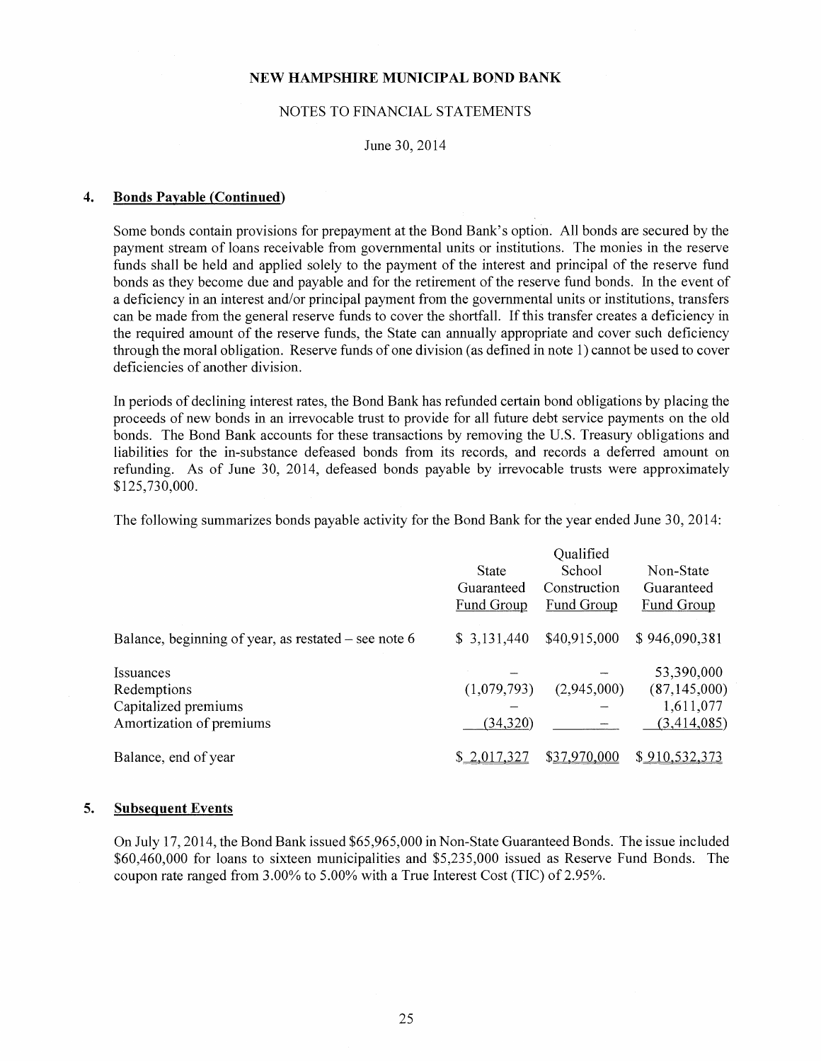## 4. Bonds Payable (Continued)

Some bonds contain provisions for prepayment at the Bond Bank's option. All bonds are secured by the payment stream of loans receivable from governmental units or institutions. The monies in the reserve funds shall be held and applied solely to the payment of the interest and principal of the reserve fund bonds as they become due and payable and for the retirement of the reserve fund bonds. In the event of a deficiency in an interest and/or principal payment from the governmental units or institutions, transfers can be made from the general reserve funds to cover the shortfall. If this transfer creates a deficiency in the required amount of the reserve funds, the State can annually appropriate and cover such deficiency through the moral obligation. Reserve funds of one division (as defined in note 1) cannot be used to cover deficiencies of another division.

In periods of declining interest rates, the Bond Bank has refunded certain bond obligations by placing the proceeds of new bonds in an irrevocable trust to provide for all future debt service payments on the old bonds. The Bond Bank accounts for these transactions by removing the U.S. Treasury obligations and liabilities for the in-substance defeased bonds from its records, and records a deferred amount on refunding. As of June 30, 2014, defeased bonds payable by irrevocable trusts were approximately $125,730,000.

The following summarizes bonds payable activity for the Bond Bank for the year ended June 30, 2014:

| | State Guaranteed Fund Group | Qualified School Construction Fund Group | Non-State Guaranteed Fund Group |
|---|---|---|---|
| Balance, beginning of year, as restated – see note 6 | $ 3,131,440 | $40,915,000 | $ 946,090,381 |
| Issuances | – | – | 53,390,000 |
| Redemptions | (1,079,793) | (2,945,000) | (87,145,000) |
| Capitalized premiums | – | – | 1,611,077 |
| Amortization of premiums | (34,320) | – | (3,414,085) |
| Balance, end of year | $ 2,017,327 | $37,970,000 | $ 910,532,373 |

## 5. Subsequent Events

On July 17, 2014, the Bond Bank issued $65,965,000 in Non-State Guaranteed Bonds. The issue included $60,460,000 for loans to sixteen municipalities and $5,235,000 issued as Reserve Fund Bonds. The coupon rate ranged from 3.00% to 5.00% with a True Interest Cost (TIC) of 2.95%.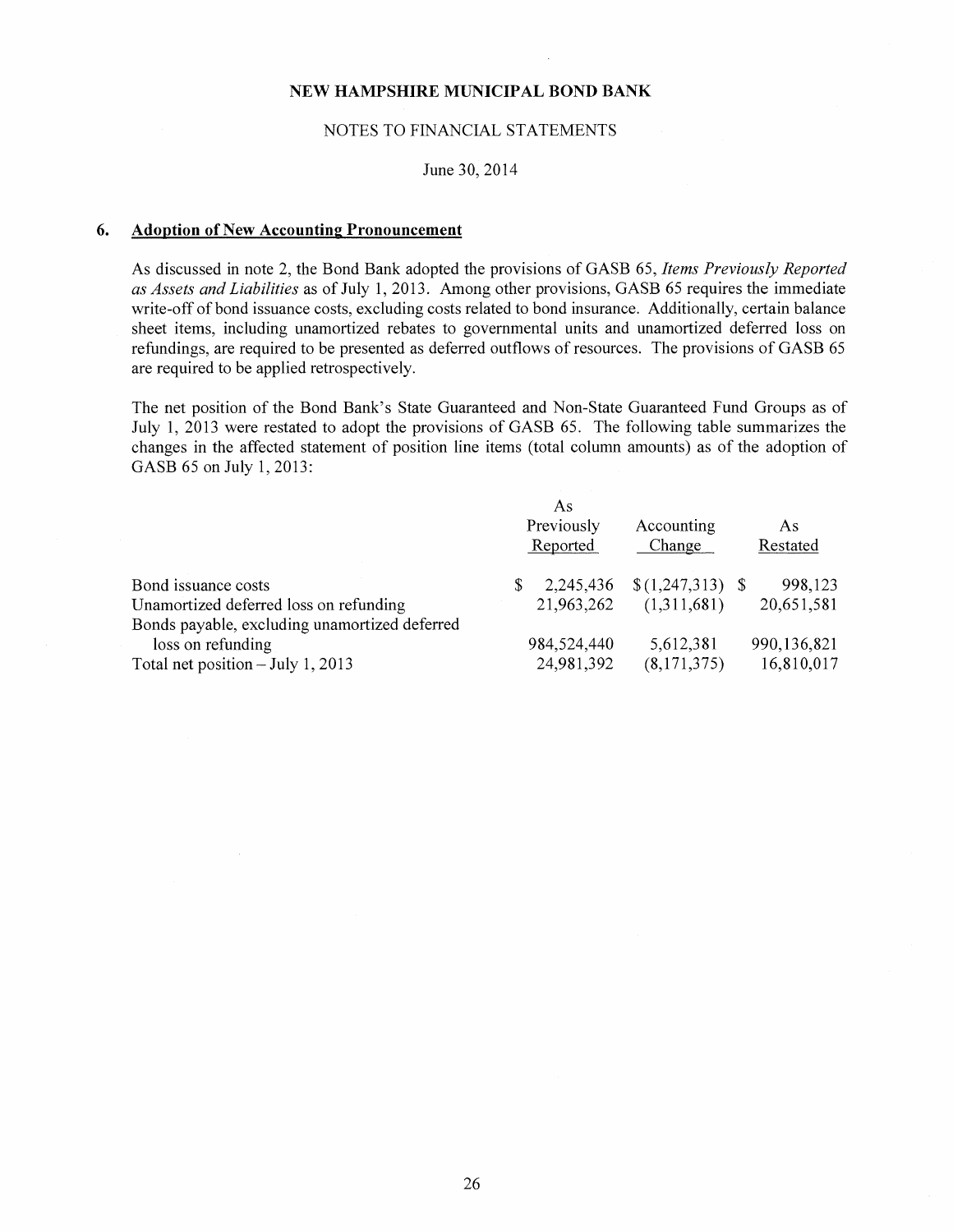NEW HAMPSHIRE MUNICIPAL BOND BANK

NOTES TO FINANCIAL STATEMENTS

June 30, 2014

## 6. Adoption of New Accounting Pronouncement

As discussed in note 2, the Bond Bank adopted the provisions of GASB 65, *Items Previously Reported as Assets and Liabilities* as of July 1, 2013. Among other provisions, GASB 65 requires the immediate write-off of bond issuance costs, excluding costs related to bond insurance. Additionally, certain balance sheet items, including unamortized rebates to governmental units and unamortized deferred loss on refundings, are required to be presented as deferred outflows of resources. The provisions of GASB 65 are required to be applied retrospectively.

The net position of the Bond Bank's State Guaranteed and Non-State Guaranteed Fund Groups as of July 1, 2013 were restated to adopt the provisions of GASB 65. The following table summarizes the changes in the affected statement of position line items (total column amounts) as of the adoption of GASB 65 on July 1, 2013:

| | As Previously Reported | Accounting Change | As Restated |
|---|---|---|---|
| Bond issuance costs | $ 2,245,436 | $ (1,247,313) | $ 998,123 |
| Unamortized deferred loss on refunding | 21,963,262 | (1,311,681) | 20,651,581 |
| Bonds payable, excluding unamortized deferred loss on refunding | 984,524,440 | 5,612,381 | 990,136,821 |
| Total net position – July 1, 2013 | 24,981,392 | (8,171,375) | 16,810,017 |